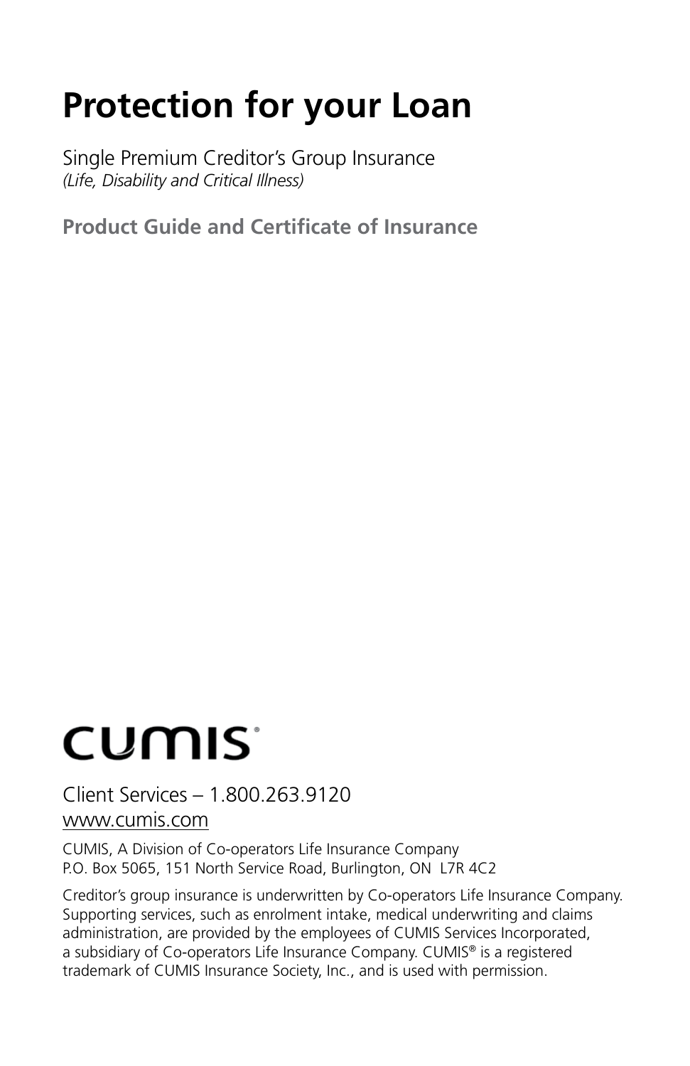# Protection for your Loan

Single Premium Creditor's Group Insurance
*(Life, Disability and Critical Illness)*

**Product Guide and Certificate of Insurance**

CUMIS®

Client Services – 1.800.263.9120
www.cumis.com

CUMIS, A Division of Co-operators Life Insurance Company
P.O. Box 5065, 151 North Service Road, Burlington, ON L7R 4C2

Creditor's group insurance is underwritten by Co-operators Life Insurance Company. Supporting services, such as enrolment intake, medical underwriting and claims administration, are provided by the employees of CUMIS Services Incorporated, a subsidiary of Co-operators Life Insurance Company. CUMIS® is a registered trademark of CUMIS Insurance Society, Inc., and is used with permission.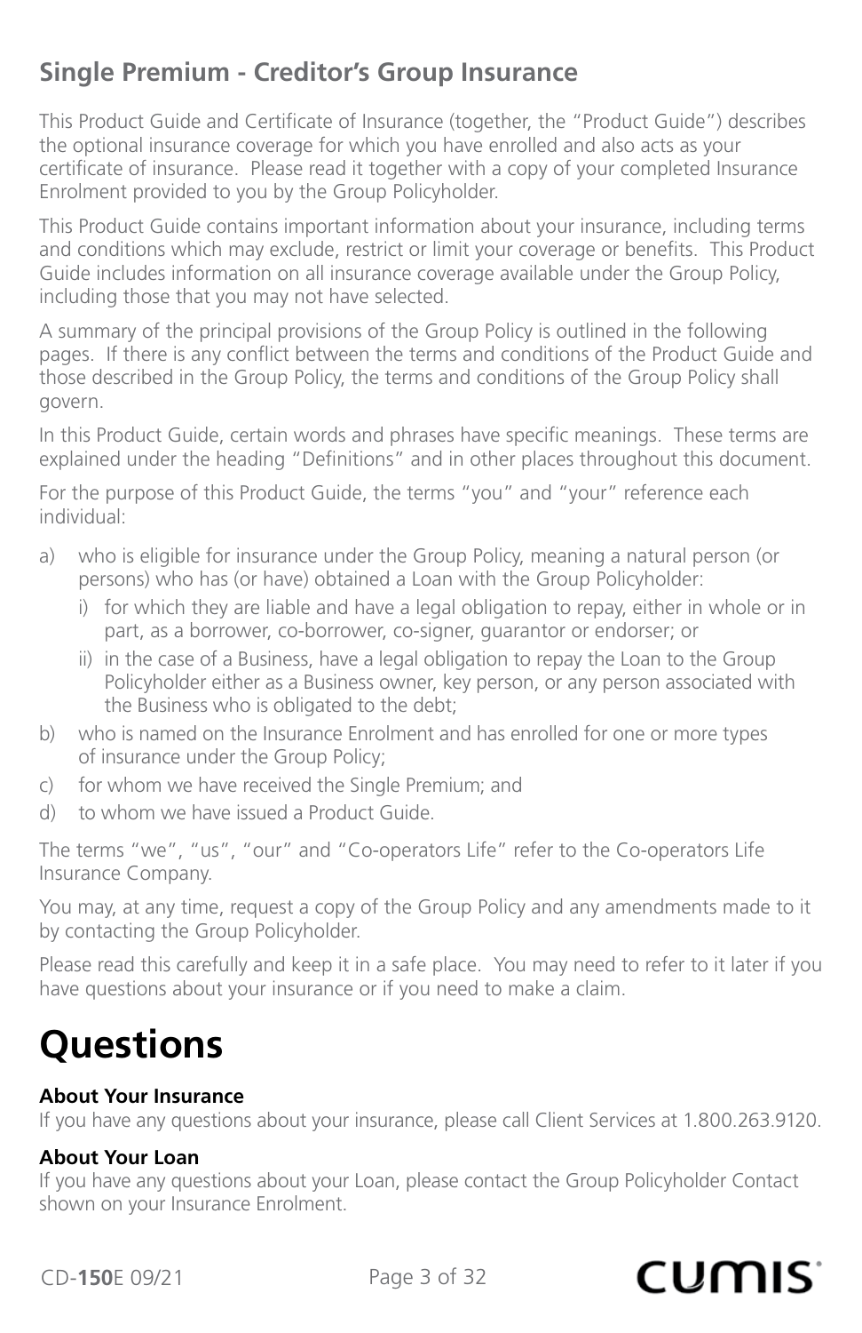## Single Premium - Creditor's Group Insurance

This Product Guide and Certificate of Insurance (together, the "Product Guide") describes the optional insurance coverage for which you have enrolled and also acts as your certificate of insurance. Please read it together with a copy of your completed Insurance Enrolment provided to you by the Group Policyholder.

This Product Guide contains important information about your insurance, including terms and conditions which may exclude, restrict or limit your coverage or benefits. This Product Guide includes information on all insurance coverage available under the Group Policy, including those that you may not have selected.

A summary of the principal provisions of the Group Policy is outlined in the following pages. If there is any conflict between the terms and conditions of the Product Guide and those described in the Group Policy, the terms and conditions of the Group Policy shall govern.

In this Product Guide, certain words and phrases have specific meanings. These terms are explained under the heading "Definitions" and in other places throughout this document.

For the purpose of this Product Guide, the terms "you" and "your" reference each individual:

a) who is eligible for insurance under the Group Policy, meaning a natural person (or persons) who has (or have) obtained a Loan with the Group Policyholder:
   i) for which they are liable and have a legal obligation to repay, either in whole or in part, as a borrower, co-borrower, co-signer, guarantor or endorser; or
   ii) in the case of a Business, have a legal obligation to repay the Loan to the Group Policyholder either as a Business owner, key person, or any person associated with the Business who is obligated to the debt;
b) who is named on the Insurance Enrolment and has enrolled for one or more types of insurance under the Group Policy;
c) for whom we have received the Single Premium; and
d) to whom we have issued a Product Guide.

The terms "we", "us", "our" and "Co-operators Life" refer to the Co-operators Life Insurance Company.

You may, at any time, request a copy of the Group Policy and any amendments made to it by contacting the Group Policyholder.

Please read this carefully and keep it in a safe place. You may need to refer to it later if you have questions about your insurance or if you need to make a claim.

# Questions

**About Your Insurance**
If you have any questions about your insurance, please call Client Services at 1.800.263.9120.

**About Your Loan**
If you have any questions about your Loan, please contact the Group Policyholder Contact shown on your Insurance Enrolment.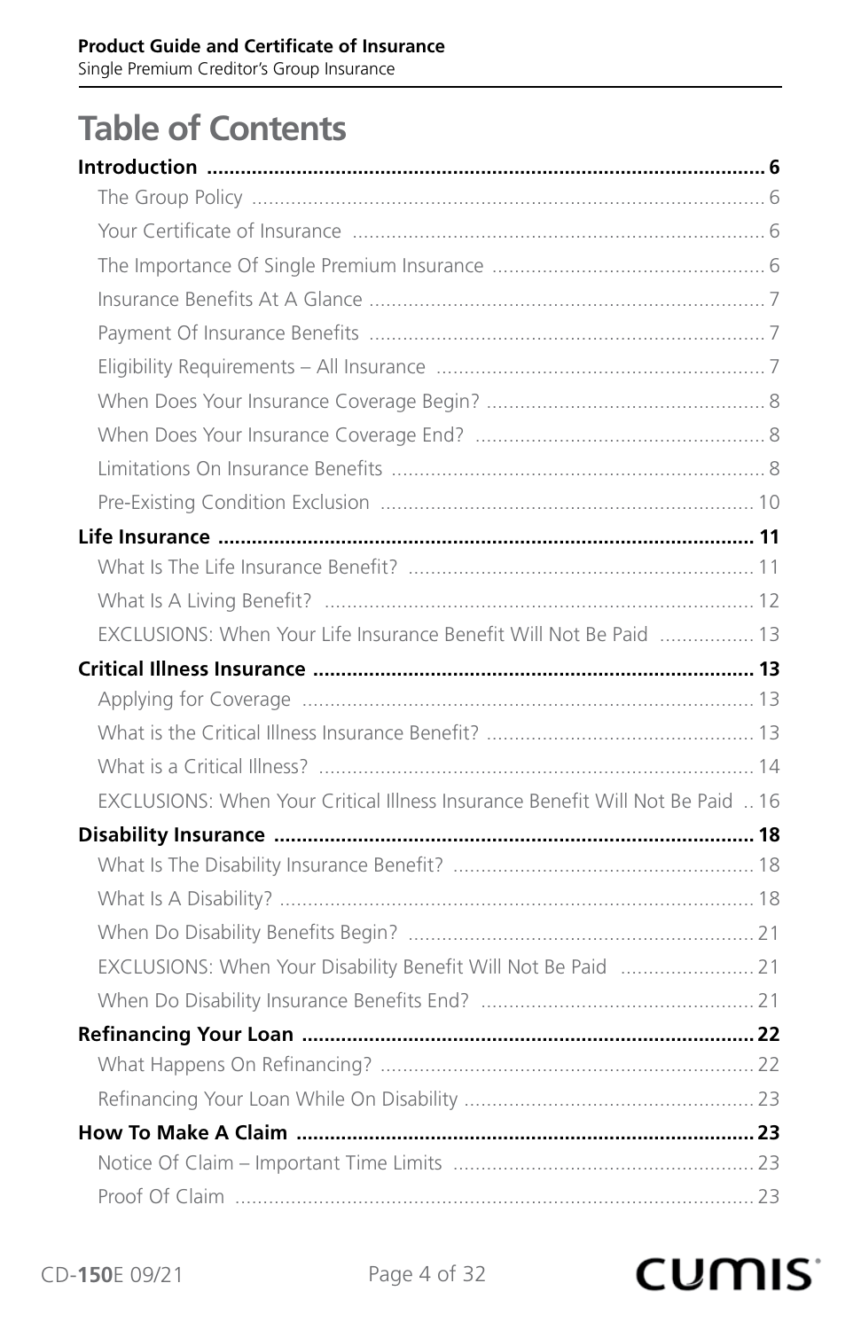# Table of Contents

**Introduction** ..... **6**

- The Group Policy ..... 6
- Your Certificate of Insurance ..... 6
- The Importance Of Single Premium Insurance ..... 6
- Insurance Benefits At A Glance ..... 7
- Payment Of Insurance Benefits ..... 7
- Eligibility Requirements – All Insurance ..... 7
- When Does Your Insurance Coverage Begin? ..... 8
- When Does Your Insurance Coverage End? ..... 8
- Limitations On Insurance Benefits ..... 8
- Pre-Existing Condition Exclusion ..... 10

**Life Insurance** ..... **11**

- What Is The Life Insurance Benefit? ..... 11
- What Is A Living Benefit? ..... 12
- EXCLUSIONS: When Your Life Insurance Benefit Will Not Be Paid ..... 13

**Critical Illness Insurance** ..... **13**

- Applying for Coverage ..... 13
- What is the Critical Illness Insurance Benefit? ..... 13
- What is a Critical Illness? ..... 14
- EXCLUSIONS: When Your Critical Illness Insurance Benefit Will Not Be Paid ..... 16

**Disability Insurance** ..... **18**

- What Is The Disability Insurance Benefit? ..... 18
- What Is A Disability? ..... 18
- When Do Disability Benefits Begin? ..... 21
- EXCLUSIONS: When Your Disability Benefit Will Not Be Paid ..... 21
- When Do Disability Insurance Benefits End? ..... 21

**Refinancing Your Loan** ..... **22**

- What Happens On Refinancing? ..... 22
- Refinancing Your Loan While On Disability ..... 23

**How To Make A Claim** ..... **23**

- Notice Of Claim – Important Time Limits ..... 23
- Proof Of Claim ..... 23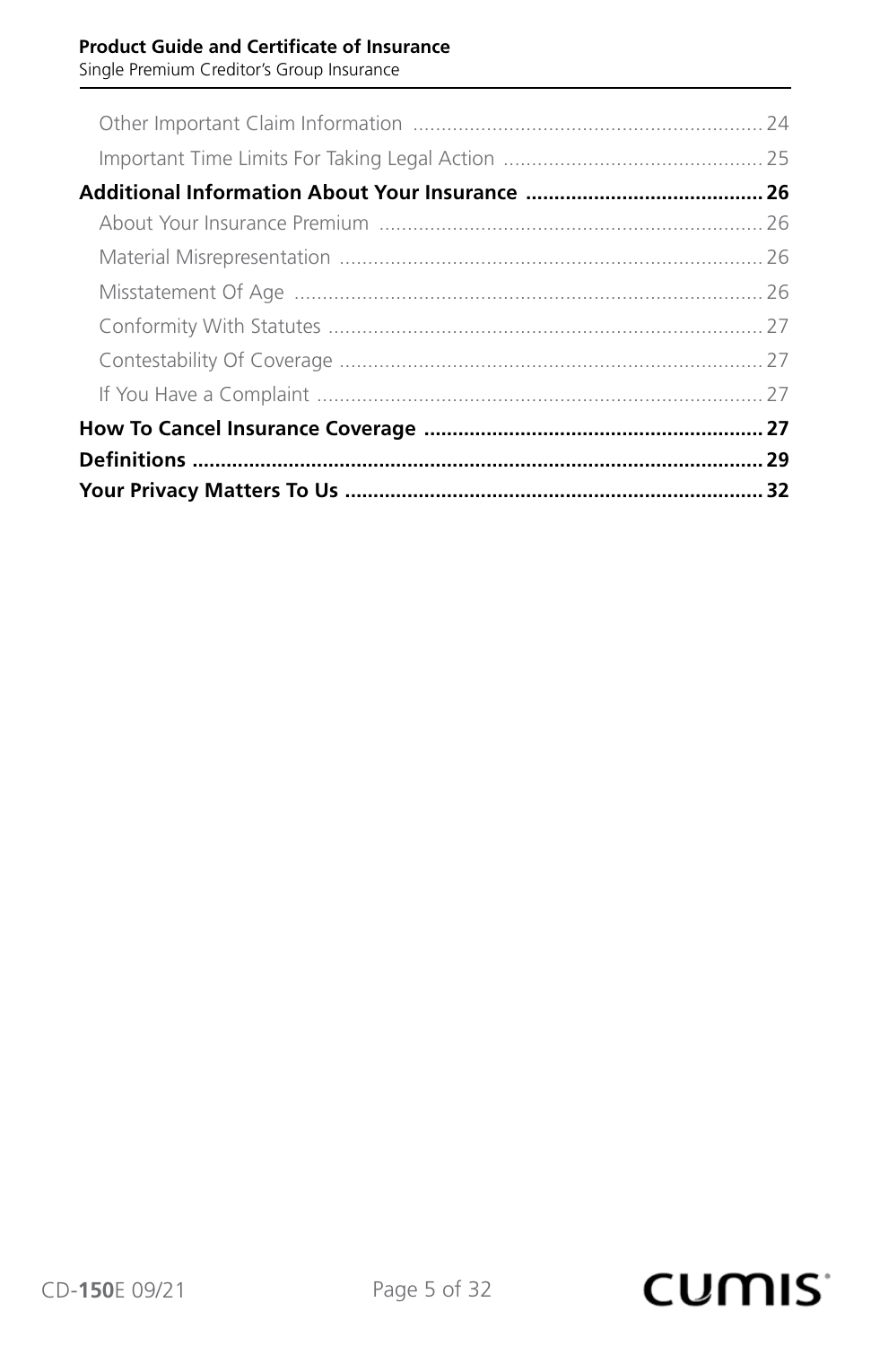Other Important Claim Information ..... 24
Important Time Limits For Taking Legal Action ..... 25

**Additional Information About Your Insurance ..... 26**

About Your Insurance Premium ..... 26
Material Misrepresentation ..... 26
Misstatement Of Age ..... 26
Conformity With Statutes ..... 27
Contestability Of Coverage ..... 27
If You Have a Complaint ..... 27

**How To Cancel Insurance Coverage ..... 27**

**Definitions ..... 29**

**Your Privacy Matters To Us ..... 32**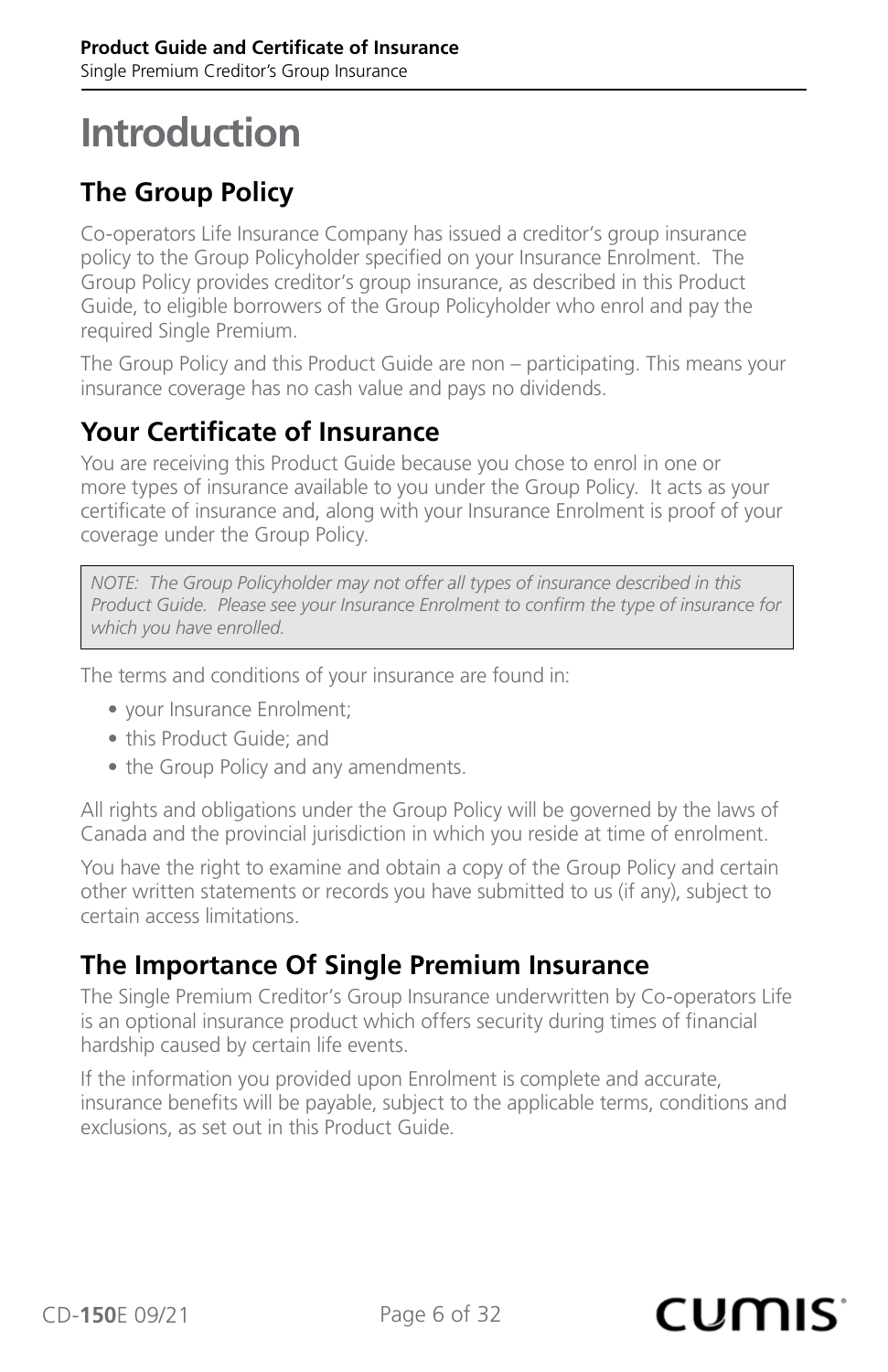# Introduction

## The Group Policy

Co-operators Life Insurance Company has issued a creditor's group insurance policy to the Group Policyholder specified on your Insurance Enrolment. The Group Policy provides creditor's group insurance, as described in this Product Guide, to eligible borrowers of the Group Policyholder who enrol and pay the required Single Premium.

The Group Policy and this Product Guide are non – participating. This means your insurance coverage has no cash value and pays no dividends.

## Your Certificate of Insurance

You are receiving this Product Guide because you chose to enrol in one or more types of insurance available to you under the Group Policy. It acts as your certificate of insurance and, along with your Insurance Enrolment is proof of your coverage under the Group Policy.

> *NOTE: The Group Policyholder may not offer all types of insurance described in this Product Guide. Please see your Insurance Enrolment to confirm the type of insurance for which you have enrolled.*

The terms and conditions of your insurance are found in:

- your Insurance Enrolment;
- this Product Guide; and
- the Group Policy and any amendments.

All rights and obligations under the Group Policy will be governed by the laws of Canada and the provincial jurisdiction in which you reside at time of enrolment.

You have the right to examine and obtain a copy of the Group Policy and certain other written statements or records you have submitted to us (if any), subject to certain access limitations.

## The Importance Of Single Premium Insurance

The Single Premium Creditor's Group Insurance underwritten by Co-operators Life is an optional insurance product which offers security during times of financial hardship caused by certain life events.

If the information you provided upon Enrolment is complete and accurate, insurance benefits will be payable, subject to the applicable terms, conditions and exclusions, as set out in this Product Guide.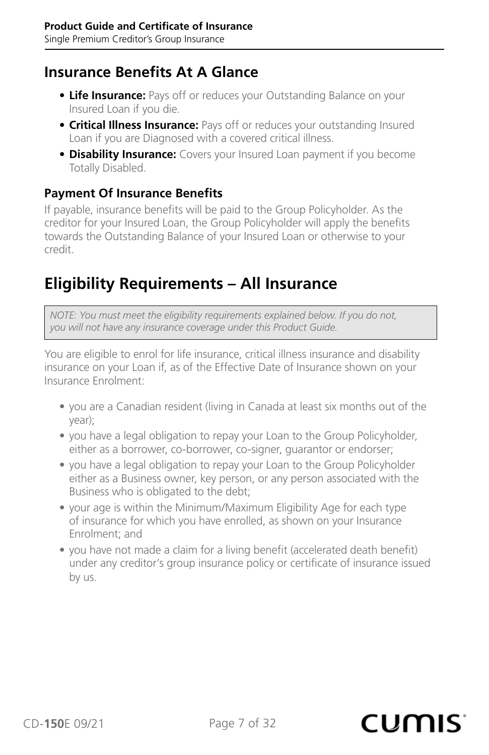## Insurance Benefits At A Glance

- **Life Insurance:** Pays off or reduces your Outstanding Balance on your Insured Loan if you die.
- **Critical Illness Insurance:** Pays off or reduces your outstanding Insured Loan if you are Diagnosed with a covered critical illness.
- **Disability Insurance:** Covers your Insured Loan payment if you become Totally Disabled.

### Payment Of Insurance Benefits

If payable, insurance benefits will be paid to the Group Policyholder. As the creditor for your Insured Loan, the Group Policyholder will apply the benefits towards the Outstanding Balance of your Insured Loan or otherwise to your credit.

## Eligibility Requirements – All Insurance

*NOTE: You must meet the eligibility requirements explained below. If you do not, you will not have any insurance coverage under this Product Guide.*

You are eligible to enrol for life insurance, critical illness insurance and disability insurance on your Loan if, as of the Effective Date of Insurance shown on your Insurance Enrolment:

- you are a Canadian resident (living in Canada at least six months out of the year);
- you have a legal obligation to repay your Loan to the Group Policyholder, either as a borrower, co-borrower, co-signer, guarantor or endorser;
- you have a legal obligation to repay your Loan to the Group Policyholder either as a Business owner, key person, or any person associated with the Business who is obligated to the debt;
- your age is within the Minimum/Maximum Eligibility Age for each type of insurance for which you have enrolled, as shown on your Insurance Enrolment; and
- you have not made a claim for a living benefit (accelerated death benefit) under any creditor's group insurance policy or certificate of insurance issued by us.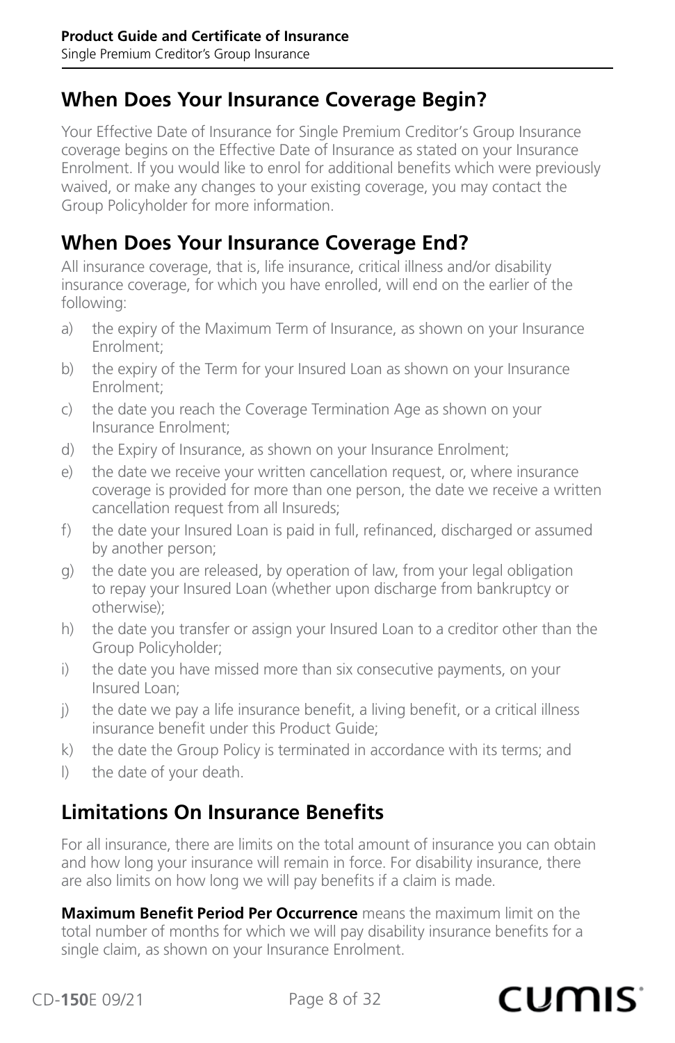## When Does Your Insurance Coverage Begin?

Your Effective Date of Insurance for Single Premium Creditor's Group Insurance coverage begins on the Effective Date of Insurance as stated on your Insurance Enrolment. If you would like to enrol for additional benefits which were previously waived, or make any changes to your existing coverage, you may contact the Group Policyholder for more information.

## When Does Your Insurance Coverage End?

All insurance coverage, that is, life insurance, critical illness and/or disability insurance coverage, for which you have enrolled, will end on the earlier of the following:

a) the expiry of the Maximum Term of Insurance, as shown on your Insurance Enrolment;

b) the expiry of the Term for your Insured Loan as shown on your Insurance Enrolment;

c) the date you reach the Coverage Termination Age as shown on your Insurance Enrolment;

d) the Expiry of Insurance, as shown on your Insurance Enrolment;

e) the date we receive your written cancellation request, or, where insurance coverage is provided for more than one person, the date we receive a written cancellation request from all Insureds;

f) the date your Insured Loan is paid in full, refinanced, discharged or assumed by another person;

g) the date you are released, by operation of law, from your legal obligation to repay your Insured Loan (whether upon discharge from bankruptcy or otherwise);

h) the date you transfer or assign your Insured Loan to a creditor other than the Group Policyholder;

i) the date you have missed more than six consecutive payments, on your Insured Loan;

j) the date we pay a life insurance benefit, a living benefit, or a critical illness insurance benefit under this Product Guide;

k) the date the Group Policy is terminated in accordance with its terms; and

l) the date of your death.

## Limitations On Insurance Benefits

For all insurance, there are limits on the total amount of insurance you can obtain and how long your insurance will remain in force. For disability insurance, there are also limits on how long we will pay benefits if a claim is made.

**Maximum Benefit Period Per Occurrence** means the maximum limit on the total number of months for which we will pay disability insurance benefits for a single claim, as shown on your Insurance Enrolment.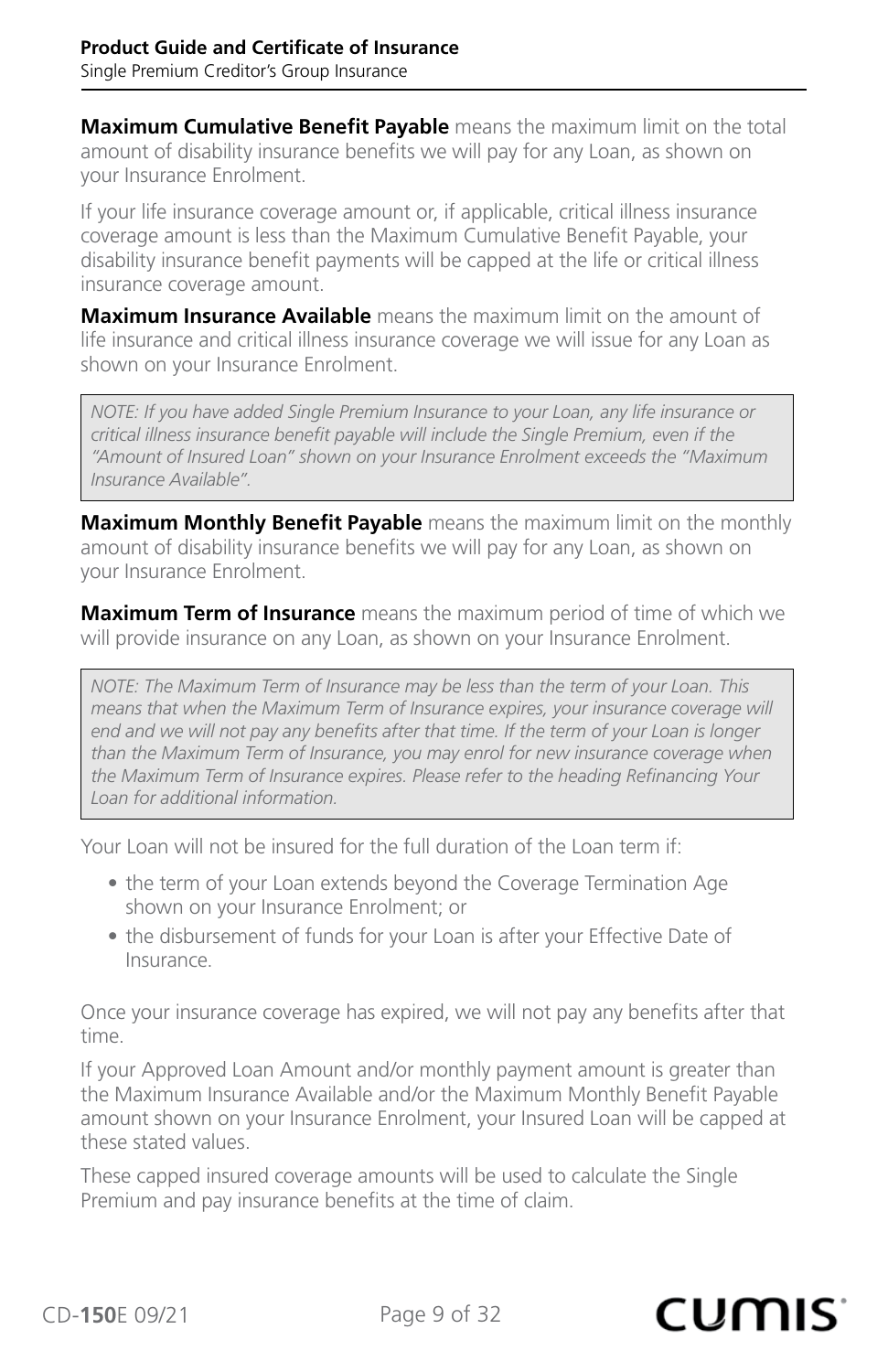**Maximum Cumulative Benefit Payable** means the maximum limit on the total amount of disability insurance benefits we will pay for any Loan, as shown on your Insurance Enrolment.

If your life insurance coverage amount or, if applicable, critical illness insurance coverage amount is less than the Maximum Cumulative Benefit Payable, your disability insurance benefit payments will be capped at the life or critical illness insurance coverage amount.

**Maximum Insurance Available** means the maximum limit on the amount of life insurance and critical illness insurance coverage we will issue for any Loan as shown on your Insurance Enrolment.

*NOTE: If you have added Single Premium Insurance to your Loan, any life insurance or critical illness insurance benefit payable will include the Single Premium, even if the "Amount of Insured Loan" shown on your Insurance Enrolment exceeds the "Maximum Insurance Available".*

**Maximum Monthly Benefit Payable** means the maximum limit on the monthly amount of disability insurance benefits we will pay for any Loan, as shown on your Insurance Enrolment.

**Maximum Term of Insurance** means the maximum period of time of which we will provide insurance on any Loan, as shown on your Insurance Enrolment.

*NOTE: The Maximum Term of Insurance may be less than the term of your Loan. This means that when the Maximum Term of Insurance expires, your insurance coverage will end and we will not pay any benefits after that time. If the term of your Loan is longer than the Maximum Term of Insurance, you may enrol for new insurance coverage when the Maximum Term of Insurance expires. Please refer to the heading Refinancing Your Loan for additional information.*

Your Loan will not be insured for the full duration of the Loan term if:

- the term of your Loan extends beyond the Coverage Termination Age shown on your Insurance Enrolment; or
- the disbursement of funds for your Loan is after your Effective Date of Insurance.

Once your insurance coverage has expired, we will not pay any benefits after that time.

If your Approved Loan Amount and/or monthly payment amount is greater than the Maximum Insurance Available and/or the Maximum Monthly Benefit Payable amount shown on your Insurance Enrolment, your Insured Loan will be capped at these stated values.

These capped insured coverage amounts will be used to calculate the Single Premium and pay insurance benefits at the time of claim.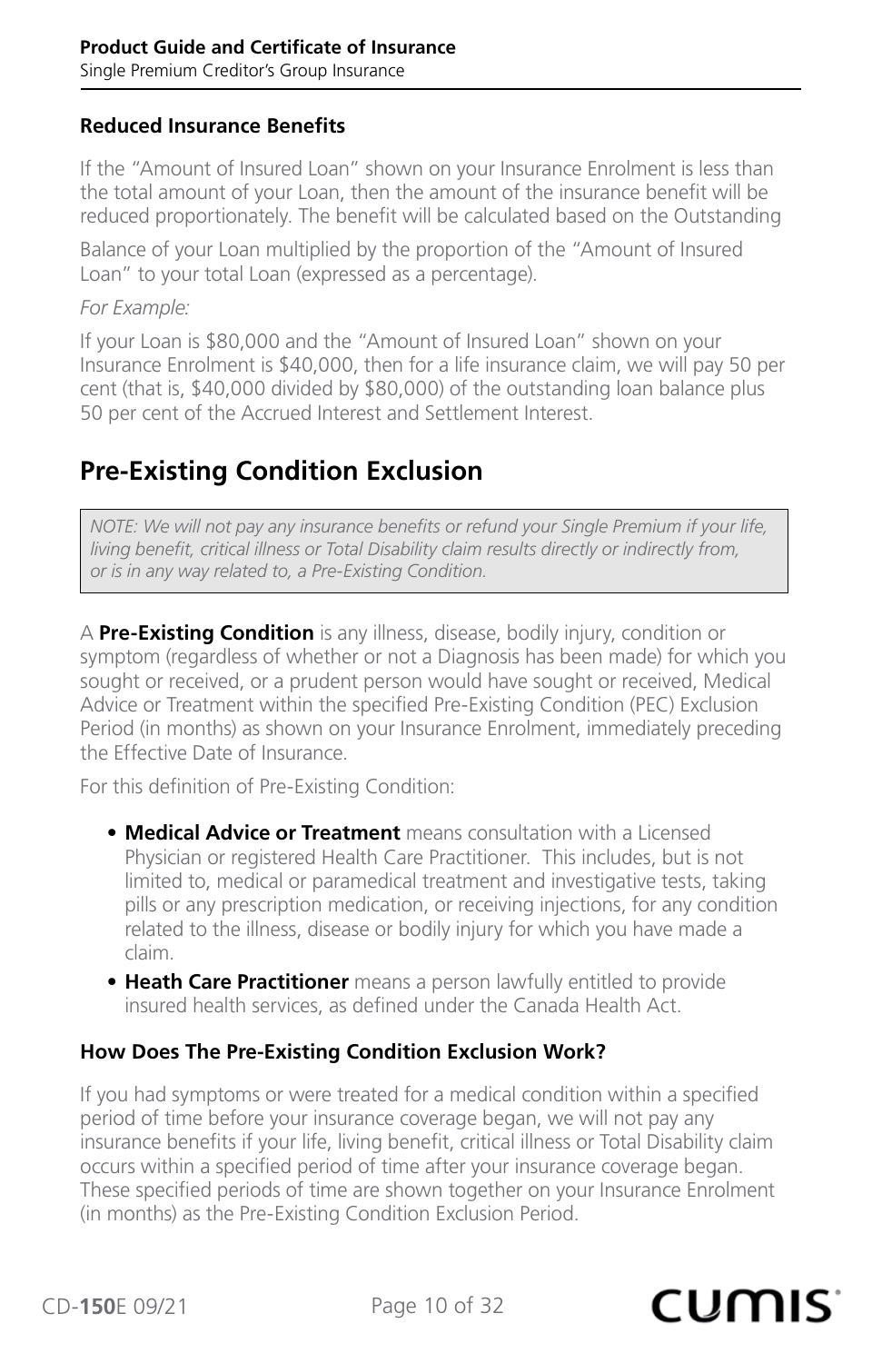### Reduced Insurance Benefits

If the "Amount of Insured Loan" shown on your Insurance Enrolment is less than the total amount of your Loan, then the amount of the insurance benefit will be reduced proportionately. The benefit will be calculated based on the Outstanding Balance of your Loan multiplied by the proportion of the "Amount of Insured Loan" to your total Loan (expressed as a percentage).

*For Example:*

If your Loan is $80,000 and the "Amount of Insured Loan" shown on your Insurance Enrolment is $40,000, then for a life insurance claim, we will pay 50 per cent (that is, $40,000 divided by $80,000) of the outstanding loan balance plus 50 per cent of the Accrued Interest and Settlement Interest.

## Pre-Existing Condition Exclusion

> *NOTE: We will not pay any insurance benefits or refund your Single Premium if your life, living benefit, critical illness or Total Disability claim results directly or indirectly from, or is in any way related to, a Pre-Existing Condition.*

A **Pre-Existing Condition** is any illness, disease, bodily injury, condition or symptom (regardless of whether or not a Diagnosis has been made) for which you sought or received, or a prudent person would have sought or received, Medical Advice or Treatment within the specified Pre-Existing Condition (PEC) Exclusion Period (in months) as shown on your Insurance Enrolment, immediately preceding the Effective Date of Insurance.

For this definition of Pre-Existing Condition:

- **Medical Advice or Treatment** means consultation with a Licensed Physician or registered Health Care Practitioner. This includes, but is not limited to, medical or paramedical treatment and investigative tests, taking pills or any prescription medication, or receiving injections, for any condition related to the illness, disease or bodily injury for which you have made a claim.
- **Heath Care Practitioner** means a person lawfully entitled to provide insured health services, as defined under the Canada Health Act.

### How Does The Pre-Existing Condition Exclusion Work?

If you had symptoms or were treated for a medical condition within a specified period of time before your insurance coverage began, we will not pay any insurance benefits if your life, living benefit, critical illness or Total Disability claim occurs within a specified period of time after your insurance coverage began. These specified periods of time are shown together on your Insurance Enrolment (in months) as the Pre-Existing Condition Exclusion Period.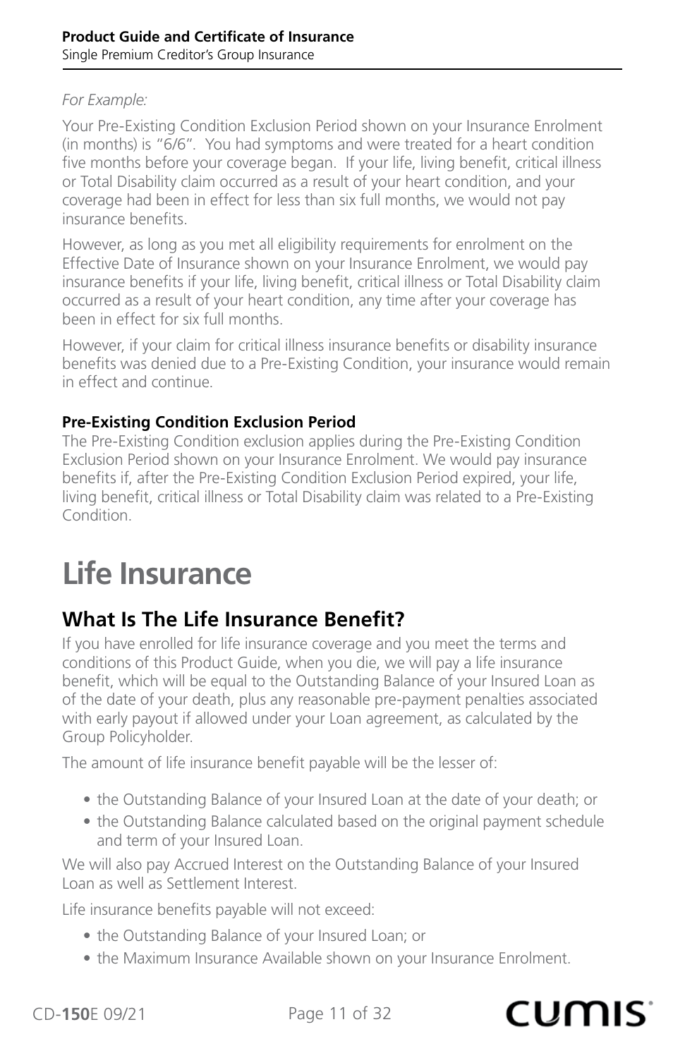*For Example:*

Your Pre-Existing Condition Exclusion Period shown on your Insurance Enrolment (in months) is "6/6". You had symptoms and were treated for a heart condition five months before your coverage began. If your life, living benefit, critical illness or Total Disability claim occurred as a result of your heart condition, and your coverage had been in effect for less than six full months, we would not pay insurance benefits.

However, as long as you met all eligibility requirements for enrolment on the Effective Date of Insurance shown on your Insurance Enrolment, we would pay insurance benefits if your life, living benefit, critical illness or Total Disability claim occurred as a result of your heart condition, any time after your coverage has been in effect for six full months.

However, if your claim for critical illness insurance benefits or disability insurance benefits was denied due to a Pre-Existing Condition, your insurance would remain in effect and continue.

**Pre-Existing Condition Exclusion Period**

The Pre-Existing Condition exclusion applies during the Pre-Existing Condition Exclusion Period shown on your Insurance Enrolment. We would pay insurance benefits if, after the Pre-Existing Condition Exclusion Period expired, your life, living benefit, critical illness or Total Disability claim was related to a Pre-Existing Condition.

# Life Insurance

## What Is The Life Insurance Benefit?

If you have enrolled for life insurance coverage and you meet the terms and conditions of this Product Guide, when you die, we will pay a life insurance benefit, which will be equal to the Outstanding Balance of your Insured Loan as of the date of your death, plus any reasonable pre-payment penalties associated with early payout if allowed under your Loan agreement, as calculated by the Group Policyholder.

The amount of life insurance benefit payable will be the lesser of:

- the Outstanding Balance of your Insured Loan at the date of your death; or
- the Outstanding Balance calculated based on the original payment schedule and term of your Insured Loan.

We will also pay Accrued Interest on the Outstanding Balance of your Insured Loan as well as Settlement Interest.

Life insurance benefits payable will not exceed:

- the Outstanding Balance of your Insured Loan; or
- the Maximum Insurance Available shown on your Insurance Enrolment.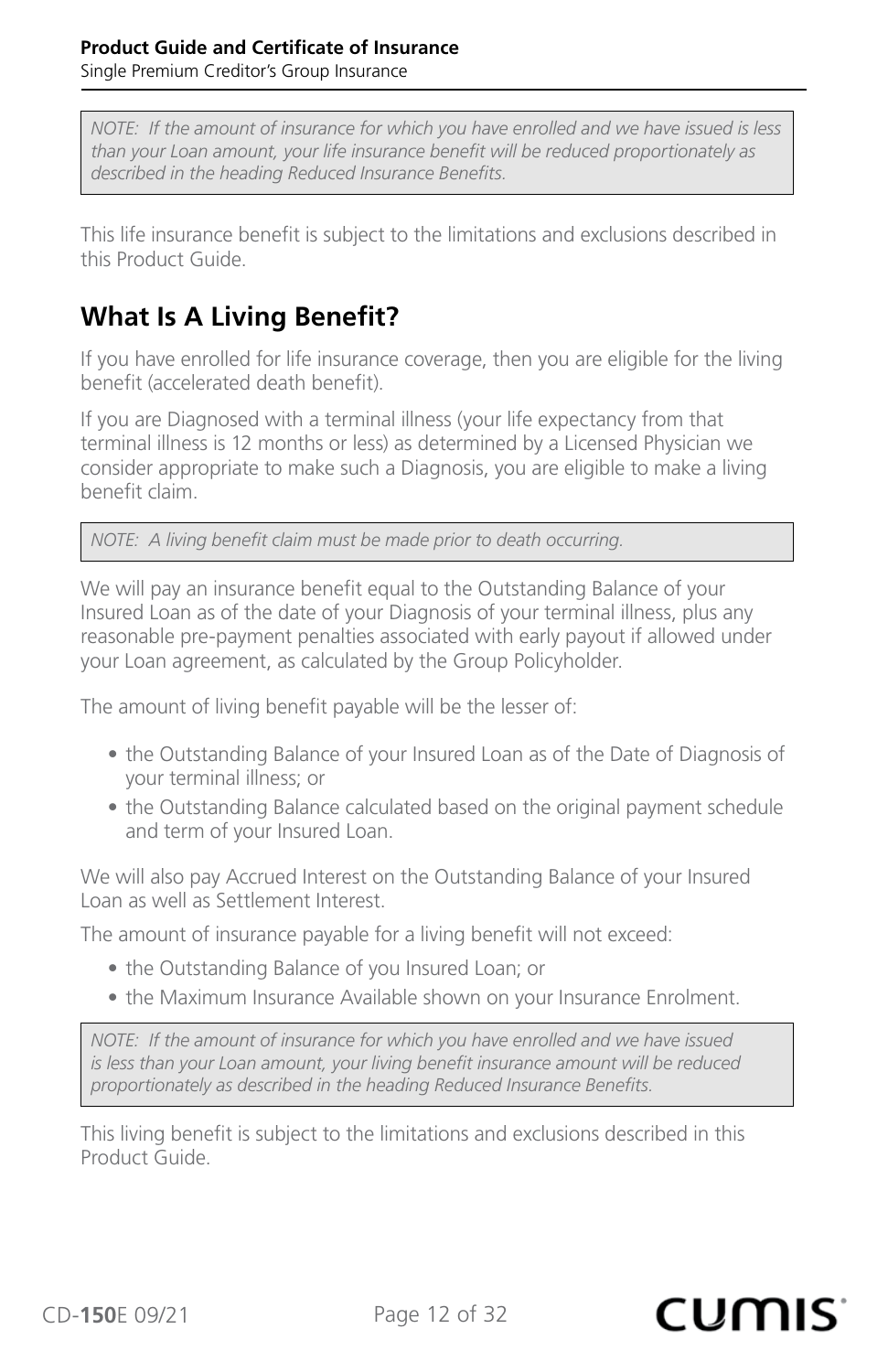*NOTE: If the amount of insurance for which you have enrolled and we have issued is less than your Loan amount, your life insurance benefit will be reduced proportionately as described in the heading Reduced Insurance Benefits.*

This life insurance benefit is subject to the limitations and exclusions described in this Product Guide.

## What Is A Living Benefit?

If you have enrolled for life insurance coverage, then you are eligible for the living benefit (accelerated death benefit).

If you are Diagnosed with a terminal illness (your life expectancy from that terminal illness is 12 months or less) as determined by a Licensed Physician we consider appropriate to make such a Diagnosis, you are eligible to make a living benefit claim.

*NOTE: A living benefit claim must be made prior to death occurring.*

We will pay an insurance benefit equal to the Outstanding Balance of your Insured Loan as of the date of your Diagnosis of your terminal illness, plus any reasonable pre-payment penalties associated with early payout if allowed under your Loan agreement, as calculated by the Group Policyholder.

The amount of living benefit payable will be the lesser of:

- the Outstanding Balance of your Insured Loan as of the Date of Diagnosis of your terminal illness; or
- the Outstanding Balance calculated based on the original payment schedule and term of your Insured Loan.

We will also pay Accrued Interest on the Outstanding Balance of your Insured Loan as well as Settlement Interest.

The amount of insurance payable for a living benefit will not exceed:

- the Outstanding Balance of you Insured Loan; or
- the Maximum Insurance Available shown on your Insurance Enrolment.

*NOTE: If the amount of insurance for which you have enrolled and we have issued is less than your Loan amount, your living benefit insurance amount will be reduced proportionately as described in the heading Reduced Insurance Benefits.*

This living benefit is subject to the limitations and exclusions described in this Product Guide.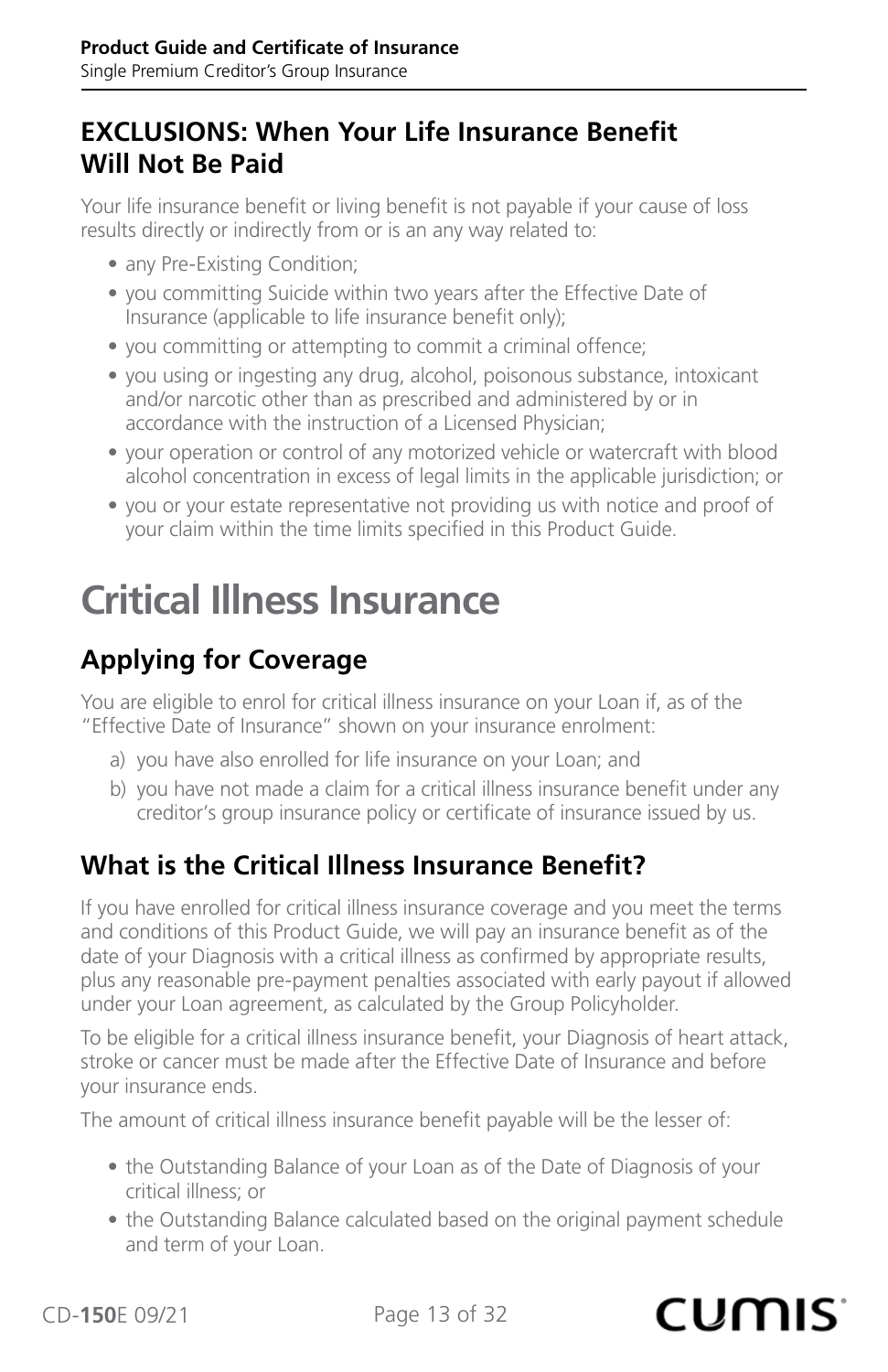## EXCLUSIONS: When Your Life Insurance Benefit Will Not Be Paid

Your life insurance benefit or living benefit is not payable if your cause of loss results directly or indirectly from or is an any way related to:

- any Pre-Existing Condition;
- you committing Suicide within two years after the Effective Date of Insurance (applicable to life insurance benefit only);
- you committing or attempting to commit a criminal offence;
- you using or ingesting any drug, alcohol, poisonous substance, intoxicant and/or narcotic other than as prescribed and administered by or in accordance with the instruction of a Licensed Physician;
- your operation or control of any motorized vehicle or watercraft with blood alcohol concentration in excess of legal limits in the applicable jurisdiction; or
- you or your estate representative not providing us with notice and proof of your claim within the time limits specified in this Product Guide.

# Critical Illness Insurance

## Applying for Coverage

You are eligible to enrol for critical illness insurance on your Loan if, as of the "Effective Date of Insurance" shown on your insurance enrolment:

a) you have also enrolled for life insurance on your Loan; and
b) you have not made a claim for a critical illness insurance benefit under any creditor's group insurance policy or certificate of insurance issued by us.

## What is the Critical Illness Insurance Benefit?

If you have enrolled for critical illness insurance coverage and you meet the terms and conditions of this Product Guide, we will pay an insurance benefit as of the date of your Diagnosis with a critical illness as confirmed by appropriate results, plus any reasonable pre-payment penalties associated with early payout if allowed under your Loan agreement, as calculated by the Group Policyholder.

To be eligible for a critical illness insurance benefit, your Diagnosis of heart attack, stroke or cancer must be made after the Effective Date of Insurance and before your insurance ends.

The amount of critical illness insurance benefit payable will be the lesser of:

- the Outstanding Balance of your Loan as of the Date of Diagnosis of your critical illness; or
- the Outstanding Balance calculated based on the original payment schedule and term of your Loan.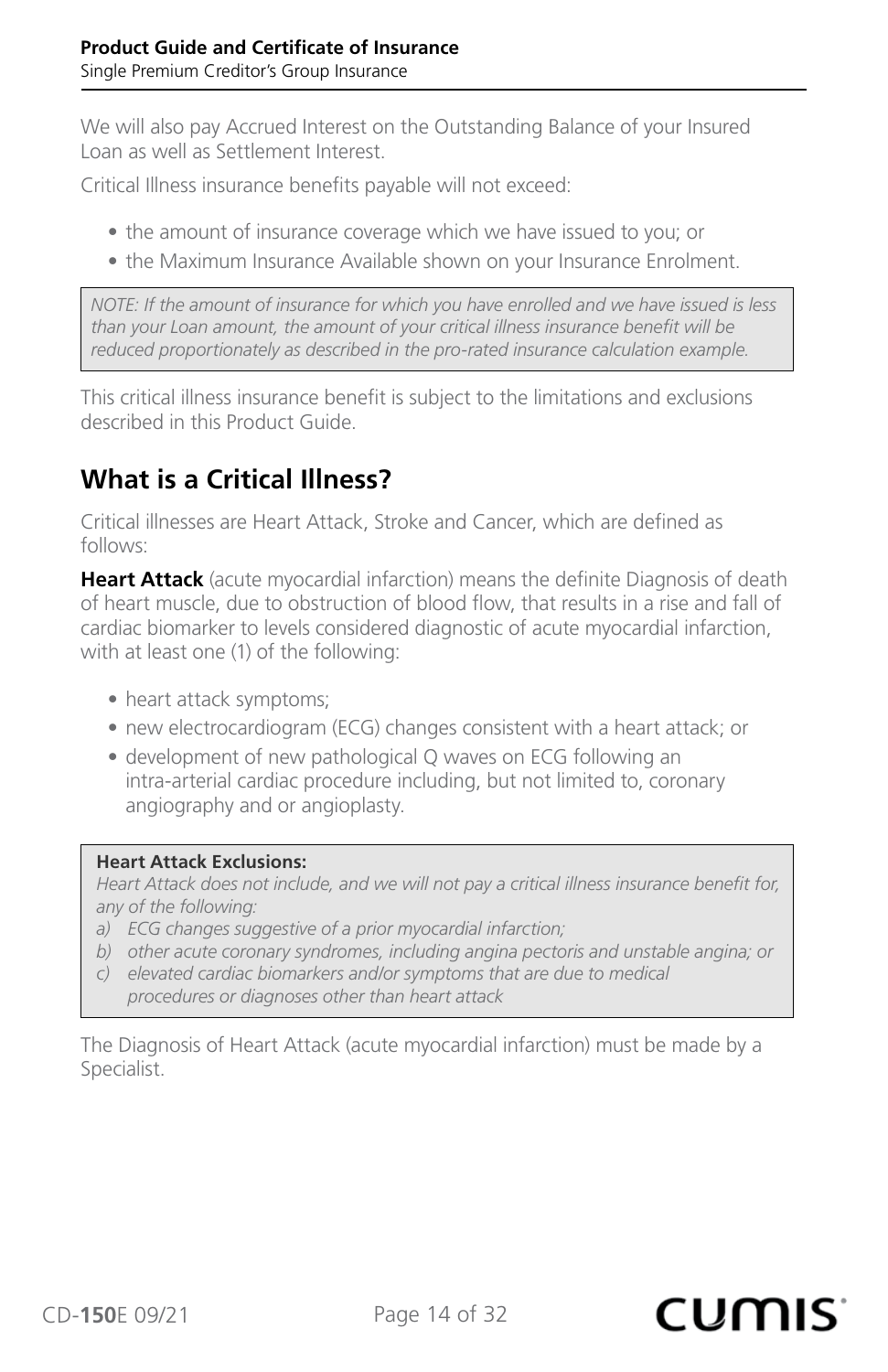We will also pay Accrued Interest on the Outstanding Balance of your Insured Loan as well as Settlement Interest.

Critical Illness insurance benefits payable will not exceed:

- the amount of insurance coverage which we have issued to you; or
- the Maximum Insurance Available shown on your Insurance Enrolment.

> *NOTE: If the amount of insurance for which you have enrolled and we have issued is less than your Loan amount, the amount of your critical illness insurance benefit will be reduced proportionately as described in the pro-rated insurance calculation example.*

This critical illness insurance benefit is subject to the limitations and exclusions described in this Product Guide.

## What is a Critical Illness?

Critical illnesses are Heart Attack, Stroke and Cancer, which are defined as follows:

**Heart Attack** (acute myocardial infarction) means the definite Diagnosis of death of heart muscle, due to obstruction of blood flow, that results in a rise and fall of cardiac biomarker to levels considered diagnostic of acute myocardial infarction, with at least one (1) of the following:

- heart attack symptoms;
- new electrocardiogram (ECG) changes consistent with a heart attack; or
- development of new pathological Q waves on ECG following an intra-arterial cardiac procedure including, but not limited to, coronary angiography and or angioplasty.

> **Heart Attack Exclusions:**
> *Heart Attack does not include, and we will not pay a critical illness insurance benefit for, any of the following:*
> a) *ECG changes suggestive of a prior myocardial infarction;*
> b) *other acute coronary syndromes, including angina pectoris and unstable angina; or*
> c) *elevated cardiac biomarkers and/or symptoms that are due to medical procedures or diagnoses other than heart attack*

The Diagnosis of Heart Attack (acute myocardial infarction) must be made by a Specialist.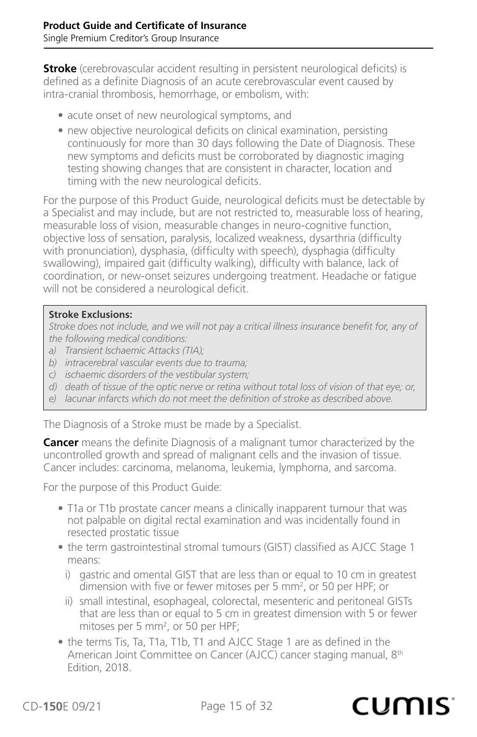**Stroke** (cerebrovascular accident resulting in persistent neurological deficits) is defined as a definite Diagnosis of an acute cerebrovascular event caused by intra-cranial thrombosis, hemorrhage, or embolism, with:

- acute onset of new neurological symptoms, and
- new objective neurological deficits on clinical examination, persisting continuously for more than 30 days following the Date of Diagnosis. These new symptoms and deficits must be corroborated by diagnostic imaging testing showing changes that are consistent in character, location and timing with the new neurological deficits.

For the purpose of this Product Guide, neurological deficits must be detectable by a Specialist and may include, but are not restricted to, measurable loss of hearing, measurable loss of vision, measurable changes in neuro-cognitive function, objective loss of sensation, paralysis, localized weakness, dysarthria (difficulty with pronunciation), dysphasia, (difficulty with speech), dysphagia (difficulty swallowing), impaired gait (difficulty walking), difficulty with balance, lack of coordination, or new-onset seizures undergoing treatment. Headache or fatigue will not be considered a neurological deficit.

**Stroke Exclusions:**

*Stroke does not include, and we will not pay a critical illness insurance benefit for, any of the following medical conditions:*

*a) Transient Ischaemic Attacks (TIA);*
*b) intracerebral vascular events due to trauma;*
*c) ischaemic disorders of the vestibular system;*
*d) death of tissue of the optic nerve or retina without total loss of vision of that eye; or,*
*e) lacunar infarcts which do not meet the definition of stroke as described above.*

The Diagnosis of a Stroke must be made by a Specialist.

**Cancer** means the definite Diagnosis of a malignant tumor characterized by the uncontrolled growth and spread of malignant cells and the invasion of tissue. Cancer includes: carcinoma, melanoma, leukemia, lymphoma, and sarcoma.

For the purpose of this Product Guide:

- T1a or T1b prostate cancer means a clinically inapparent tumour that was not palpable on digital rectal examination and was incidentally found in resected prostatic tissue
- the term gastrointestinal stromal tumours (GIST) classified as AJCC Stage 1 means:
  - i) gastric and omental GIST that are less than or equal to 10 cm in greatest dimension with five or fewer mitoses per 5 $mm^2$, or 50 per HPF; or
  - ii) small intestinal, esophageal, colorectal, mesenteric and peritoneal GISTs that are less than or equal to 5 cm in greatest dimension with 5 or fewer mitoses per 5 $mm^2$, or 50 per HPF;
- the terms Tis, Ta, T1a, T1b, T1 and AJCC Stage 1 are as defined in the American Joint Committee on Cancer (AJCC) cancer staging manual, 8th Edition, 2018.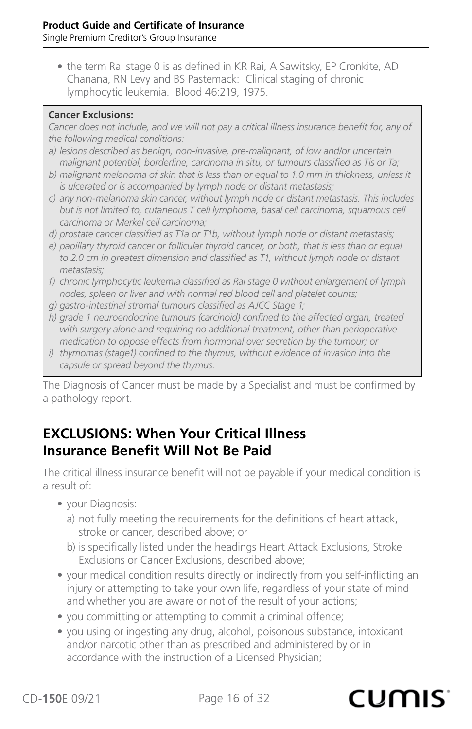- the term Rai stage 0 is as defined in KR Rai, A Sawitsky, EP Cronkite, AD Chanana, RN Levy and BS Pastemack: Clinical staging of chronic lymphocytic leukemia. Blood 46:219, 1975.

**Cancer Exclusions:**

*Cancer does not include, and we will not pay a critical illness insurance benefit for, any of the following medical conditions:*

*a) lesions described as benign, non-invasive, pre-malignant, of low and/or uncertain malignant potential, borderline, carcinoma in situ, or tumours classified as Tis or Ta;*

*b) malignant melanoma of skin that is less than or equal to 1.0 mm in thickness, unless it is ulcerated or is accompanied by lymph node or distant metastasis;*

*c) any non-melanoma skin cancer, without lymph node or distant metastasis. This includes but is not limited to, cutaneous T cell lymphoma, basal cell carcinoma, squamous cell carcinoma or Merkel cell carcinoma;*

*d) prostate cancer classified as T1a or T1b, without lymph node or distant metastasis;*

*e) papillary thyroid cancer or follicular thyroid cancer, or both, that is less than or equal to 2.0 cm in greatest dimension and classified as T1, without lymph node or distant metastasis;*

*f) chronic lymphocytic leukemia classified as Rai stage 0 without enlargement of lymph nodes, spleen or liver and with normal red blood cell and platelet counts;*

*g) gastro-intestinal stromal tumours classified as AJCC Stage 1;*

*h) grade 1 neuroendocrine tumours (carcinoid) confined to the affected organ, treated with surgery alone and requiring no additional treatment, other than perioperative medication to oppose effects from hormonal over secretion by the tumour; or*

*i) thymomas (stage1) confined to the thymus, without evidence of invasion into the capsule or spread beyond the thymus.*

The Diagnosis of Cancer must be made by a Specialist and must be confirmed by a pathology report.

## EXCLUSIONS: When Your Critical Illness Insurance Benefit Will Not Be Paid

The critical illness insurance benefit will not be payable if your medical condition is a result of:

- your Diagnosis:
  - a) not fully meeting the requirements for the definitions of heart attack, stroke or cancer, described above; or
  - b) is specifically listed under the headings Heart Attack Exclusions, Stroke Exclusions or Cancer Exclusions, described above;
- your medical condition results directly or indirectly from you self-inflicting an injury or attempting to take your own life, regardless of your state of mind and whether you are aware or not of the result of your actions;
- you committing or attempting to commit a criminal offence;
- you using or ingesting any drug, alcohol, poisonous substance, intoxicant and/or narcotic other than as prescribed and administered by or in accordance with the instruction of a Licensed Physician;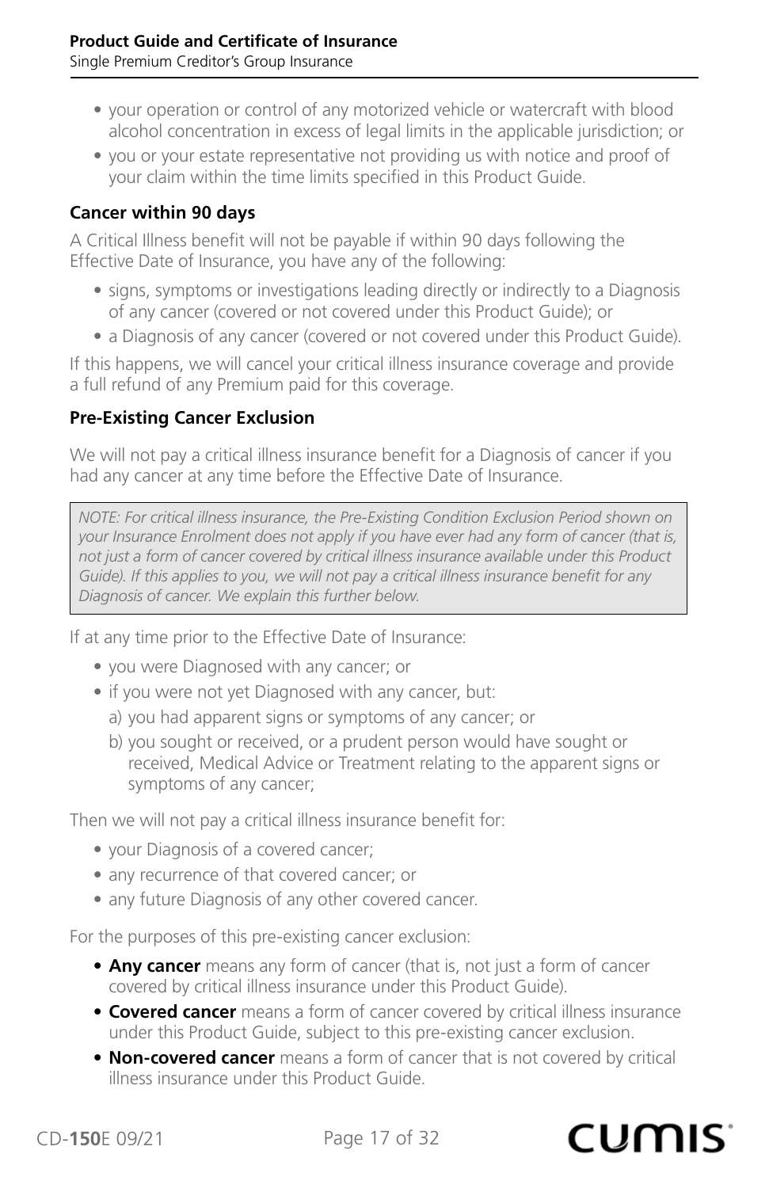- your operation or control of any motorized vehicle or watercraft with blood alcohol concentration in excess of legal limits in the applicable jurisdiction; or
- you or your estate representative not providing us with notice and proof of your claim within the time limits specified in this Product Guide.

### Cancer within 90 days

A Critical Illness benefit will not be payable if within 90 days following the Effective Date of Insurance, you have any of the following:

- signs, symptoms or investigations leading directly or indirectly to a Diagnosis of any cancer (covered or not covered under this Product Guide); or
- a Diagnosis of any cancer (covered or not covered under this Product Guide).

If this happens, we will cancel your critical illness insurance coverage and provide a full refund of any Premium paid for this coverage.

### Pre-Existing Cancer Exclusion

We will not pay a critical illness insurance benefit for a Diagnosis of cancer if you had any cancer at any time before the Effective Date of Insurance.

> *NOTE: For critical illness insurance, the Pre-Existing Condition Exclusion Period shown on your Insurance Enrolment does not apply if you have ever had any form of cancer (that is, not just a form of cancer covered by critical illness insurance available under this Product Guide). If this applies to you, we will not pay a critical illness insurance benefit for any Diagnosis of cancer. We explain this further below.*

If at any time prior to the Effective Date of Insurance:

- you were Diagnosed with any cancer; or
- if you were not yet Diagnosed with any cancer, but:
  a) you had apparent signs or symptoms of any cancer; or
  b) you sought or received, or a prudent person would have sought or received, Medical Advice or Treatment relating to the apparent signs or symptoms of any cancer;

Then we will not pay a critical illness insurance benefit for:

- your Diagnosis of a covered cancer;
- any recurrence of that covered cancer; or
- any future Diagnosis of any other covered cancer.

For the purposes of this pre-existing cancer exclusion:

- **Any cancer** means any form of cancer (that is, not just a form of cancer covered by critical illness insurance under this Product Guide).
- **Covered cancer** means a form of cancer covered by critical illness insurance under this Product Guide, subject to this pre-existing cancer exclusion.
- **Non-covered cancer** means a form of cancer that is not covered by critical illness insurance under this Product Guide.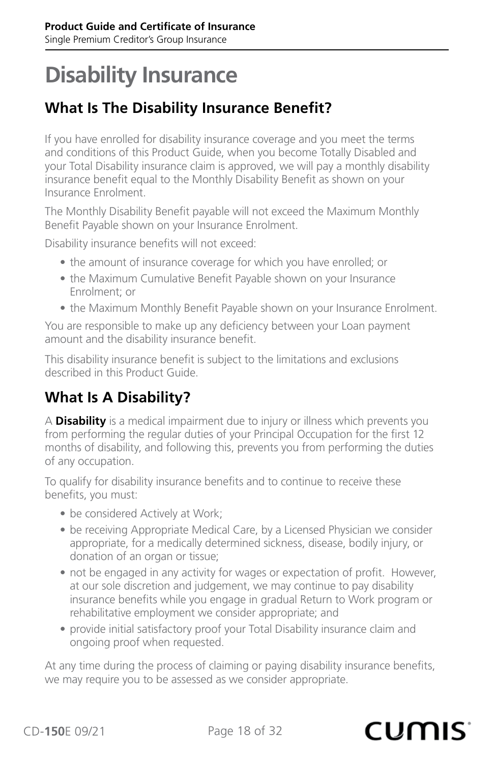# Disability Insurance

## What Is The Disability Insurance Benefit?

If you have enrolled for disability insurance coverage and you meet the terms and conditions of this Product Guide, when you become Totally Disabled and your Total Disability insurance claim is approved, we will pay a monthly disability insurance benefit equal to the Monthly Disability Benefit as shown on your Insurance Enrolment.

The Monthly Disability Benefit payable will not exceed the Maximum Monthly Benefit Payable shown on your Insurance Enrolment.

Disability insurance benefits will not exceed:

- the amount of insurance coverage for which you have enrolled; or
- the Maximum Cumulative Benefit Payable shown on your Insurance Enrolment; or
- the Maximum Monthly Benefit Payable shown on your Insurance Enrolment.

You are responsible to make up any deficiency between your Loan payment amount and the disability insurance benefit.

This disability insurance benefit is subject to the limitations and exclusions described in this Product Guide.

## What Is A Disability?

A **Disability** is a medical impairment due to injury or illness which prevents you from performing the regular duties of your Principal Occupation for the first 12 months of disability, and following this, prevents you from performing the duties of any occupation.

To qualify for disability insurance benefits and to continue to receive these benefits, you must:

- be considered Actively at Work;
- be receiving Appropriate Medical Care, by a Licensed Physician we consider appropriate, for a medically determined sickness, disease, bodily injury, or donation of an organ or tissue;
- not be engaged in any activity for wages or expectation of profit. However, at our sole discretion and judgement, we may continue to pay disability insurance benefits while you engage in gradual Return to Work program or rehabilitative employment we consider appropriate; and
- provide initial satisfactory proof your Total Disability insurance claim and ongoing proof when requested.

At any time during the process of claiming or paying disability insurance benefits, we may require you to be assessed as we consider appropriate.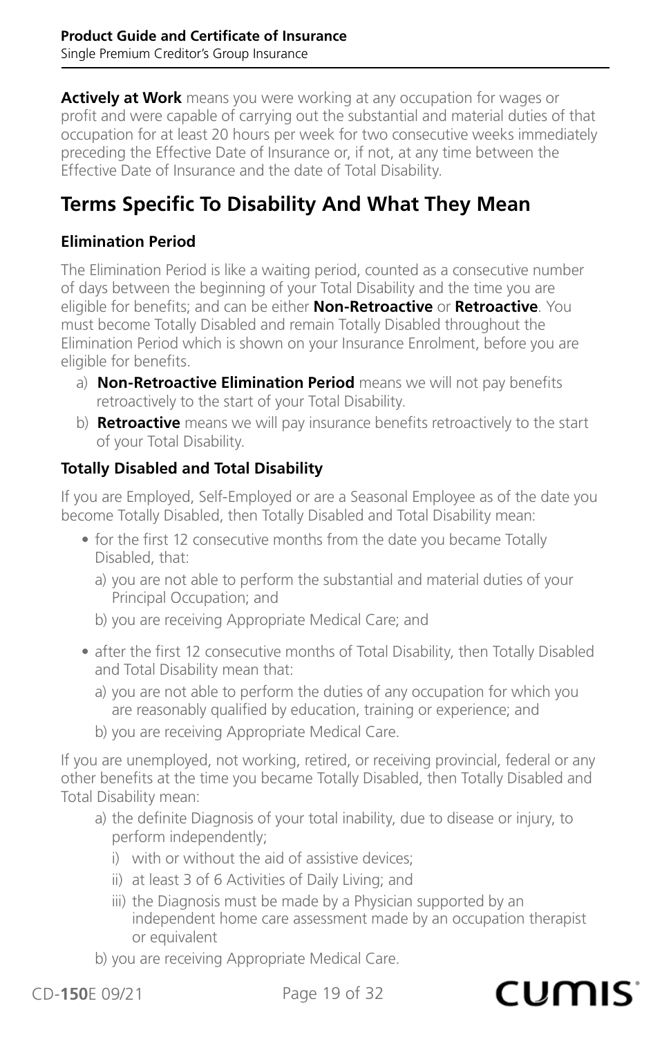**Actively at Work** means you were working at any occupation for wages or profit and were capable of carrying out the substantial and material duties of that occupation for at least 20 hours per week for two consecutive weeks immediately preceding the Effective Date of Insurance or, if not, at any time between the Effective Date of Insurance and the date of Total Disability.

## Terms Specific To Disability And What They Mean

### Elimination Period

The Elimination Period is like a waiting period, counted as a consecutive number of days between the beginning of your Total Disability and the time you are eligible for benefits; and can be either **Non-Retroactive** or **Retroactive**. You must become Totally Disabled and remain Totally Disabled throughout the Elimination Period which is shown on your Insurance Enrolment, before you are eligible for benefits.

a) **Non-Retroactive Elimination Period** means we will not pay benefits retroactively to the start of your Total Disability.

b) **Retroactive** means we will pay insurance benefits retroactively to the start of your Total Disability.

### Totally Disabled and Total Disability

If you are Employed, Self-Employed or are a Seasonal Employee as of the date you become Totally Disabled, then Totally Disabled and Total Disability mean:

- for the first 12 consecutive months from the date you became Totally Disabled, that:
  - a) you are not able to perform the substantial and material duties of your Principal Occupation; and
  - b) you are receiving Appropriate Medical Care; and
- after the first 12 consecutive months of Total Disability, then Totally Disabled and Total Disability mean that:
  - a) you are not able to perform the duties of any occupation for which you are reasonably qualified by education, training or experience; and
  - b) you are receiving Appropriate Medical Care.

If you are unemployed, not working, retired, or receiving provincial, federal or any other benefits at the time you became Totally Disabled, then Totally Disabled and Total Disability mean:

a) the definite Diagnosis of your total inability, due to disease or injury, to perform independently;
   - i) with or without the aid of assistive devices;
   - ii) at least 3 of 6 Activities of Daily Living; and
   - iii) the Diagnosis must be made by a Physician supported by an independent home care assessment made by an occupation therapist or equivalent

b) you are receiving Appropriate Medical Care.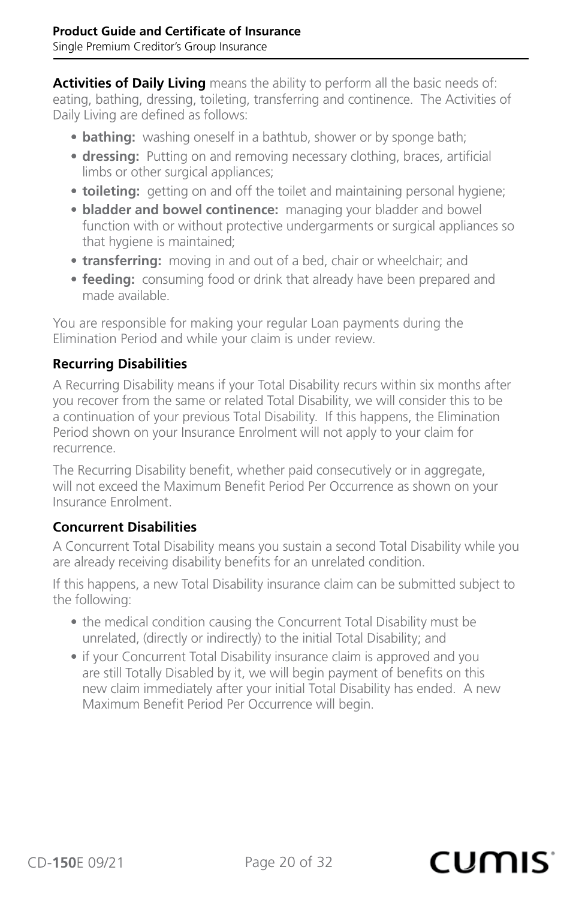**Activities of Daily Living** means the ability to perform all the basic needs of: eating, bathing, dressing, toileting, transferring and continence. The Activities of Daily Living are defined as follows:

- **bathing:** washing oneself in a bathtub, shower or by sponge bath;
- **dressing:** Putting on and removing necessary clothing, braces, artificial limbs or other surgical appliances;
- **toileting:** getting on and off the toilet and maintaining personal hygiene;
- **bladder and bowel continence:** managing your bladder and bowel function with or without protective undergarments or surgical appliances so that hygiene is maintained;
- **transferring:** moving in and out of a bed, chair or wheelchair; and
- **feeding:** consuming food or drink that already have been prepared and made available.

You are responsible for making your regular Loan payments during the Elimination Period and while your claim is under review.

### Recurring Disabilities

A Recurring Disability means if your Total Disability recurs within six months after you recover from the same or related Total Disability, we will consider this to be a continuation of your previous Total Disability. If this happens, the Elimination Period shown on your Insurance Enrolment will not apply to your claim for recurrence.

The Recurring Disability benefit, whether paid consecutively or in aggregate, will not exceed the Maximum Benefit Period Per Occurrence as shown on your Insurance Enrolment.

### Concurrent Disabilities

A Concurrent Total Disability means you sustain a second Total Disability while you are already receiving disability benefits for an unrelated condition.

If this happens, a new Total Disability insurance claim can be submitted subject to the following:

- the medical condition causing the Concurrent Total Disability must be unrelated, (directly or indirectly) to the initial Total Disability; and
- if your Concurrent Total Disability insurance claim is approved and you are still Totally Disabled by it, we will begin payment of benefits on this new claim immediately after your initial Total Disability has ended. A new Maximum Benefit Period Per Occurrence will begin.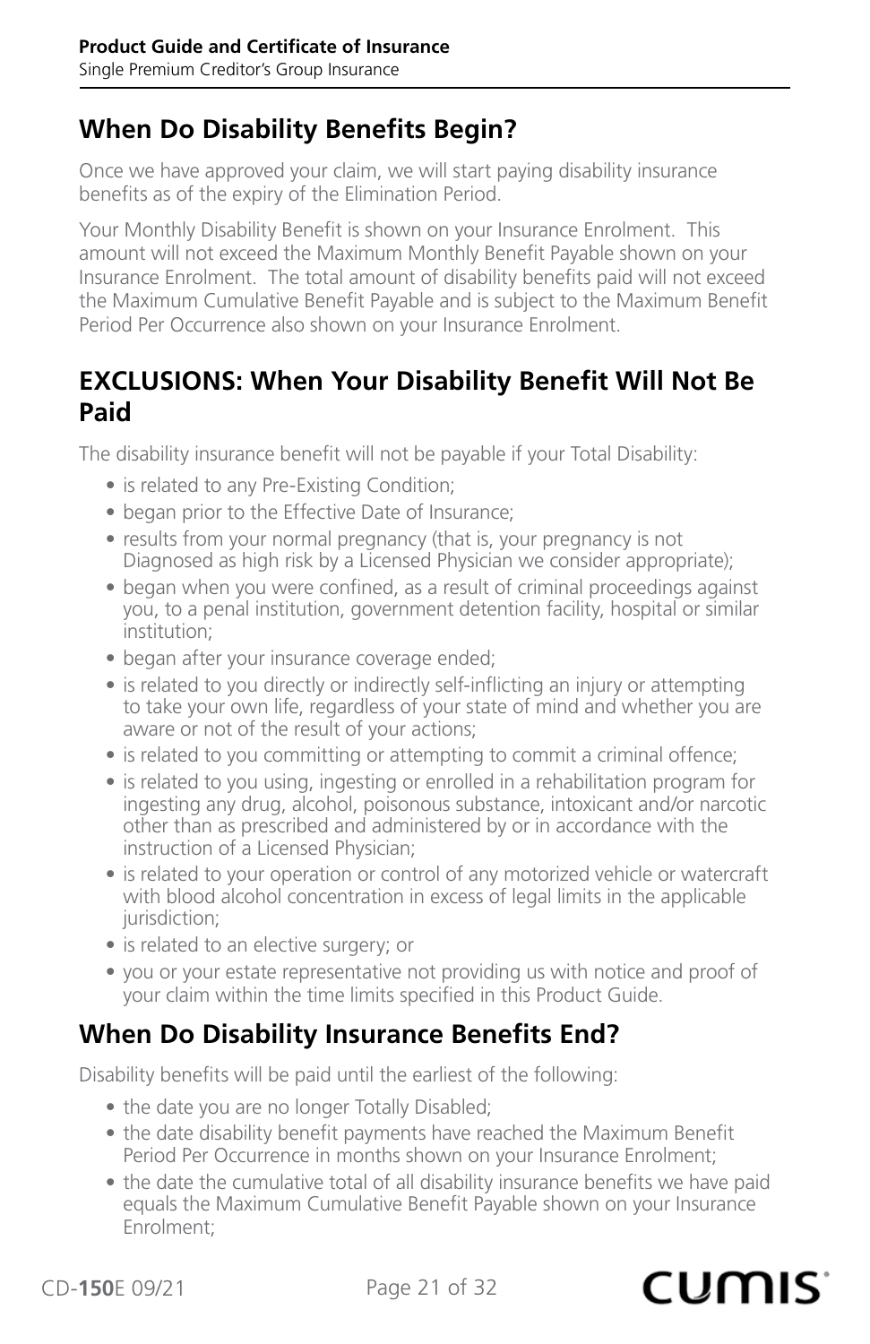## When Do Disability Benefits Begin?

Once we have approved your claim, we will start paying disability insurance benefits as of the expiry of the Elimination Period.

Your Monthly Disability Benefit is shown on your Insurance Enrolment. This amount will not exceed the Maximum Monthly Benefit Payable shown on your Insurance Enrolment. The total amount of disability benefits paid will not exceed the Maximum Cumulative Benefit Payable and is subject to the Maximum Benefit Period Per Occurrence also shown on your Insurance Enrolment.

## EXCLUSIONS: When Your Disability Benefit Will Not Be Paid

The disability insurance benefit will not be payable if your Total Disability:

- is related to any Pre-Existing Condition;
- began prior to the Effective Date of Insurance;
- results from your normal pregnancy (that is, your pregnancy is not Diagnosed as high risk by a Licensed Physician we consider appropriate);
- began when you were confined, as a result of criminal proceedings against you, to a penal institution, government detention facility, hospital or similar institution;
- began after your insurance coverage ended;
- is related to you directly or indirectly self-inflicting an injury or attempting to take your own life, regardless of your state of mind and whether you are aware or not of the result of your actions;
- is related to you committing or attempting to commit a criminal offence;
- is related to you using, ingesting or enrolled in a rehabilitation program for ingesting any drug, alcohol, poisonous substance, intoxicant and/or narcotic other than as prescribed and administered by or in accordance with the instruction of a Licensed Physician;
- is related to your operation or control of any motorized vehicle or watercraft with blood alcohol concentration in excess of legal limits in the applicable jurisdiction;
- is related to an elective surgery; or
- you or your estate representative not providing us with notice and proof of your claim within the time limits specified in this Product Guide.

## When Do Disability Insurance Benefits End?

Disability benefits will be paid until the earliest of the following:

- the date you are no longer Totally Disabled;
- the date disability benefit payments have reached the Maximum Benefit Period Per Occurrence in months shown on your Insurance Enrolment;
- the date the cumulative total of all disability insurance benefits we have paid equals the Maximum Cumulative Benefit Payable shown on your Insurance Enrolment;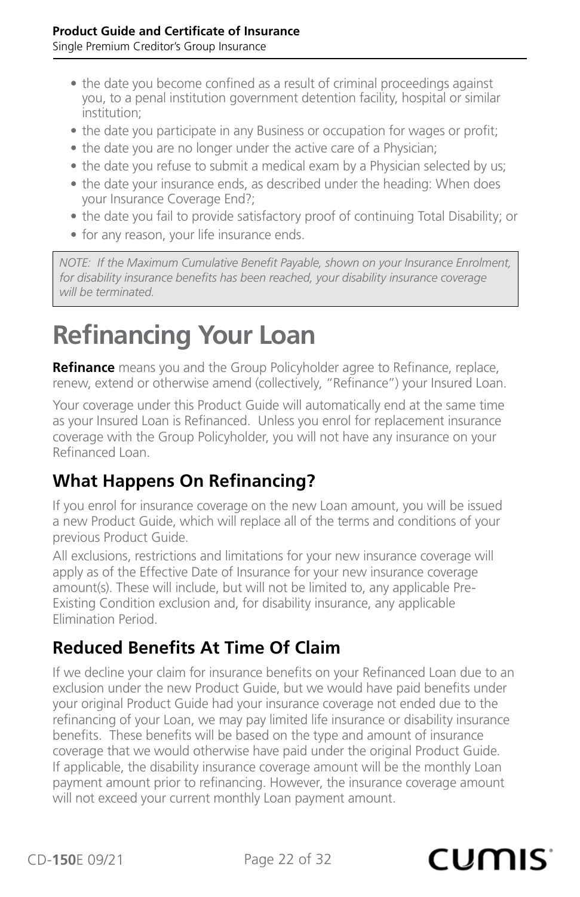- the date you become confined as a result of criminal proceedings against you, to a penal institution government detention facility, hospital or similar institution;
- the date you participate in any Business or occupation for wages or profit;
- the date you are no longer under the active care of a Physician;
- the date you refuse to submit a medical exam by a Physician selected by us;
- the date your insurance ends, as described under the heading: When does your Insurance Coverage End?;
- the date you fail to provide satisfactory proof of continuing Total Disability; or
- for any reason, your life insurance ends.

*NOTE: If the Maximum Cumulative Benefit Payable, shown on your Insurance Enrolment, for disability insurance benefits has been reached, your disability insurance coverage will be terminated.*

# Refinancing Your Loan

**Refinance** means you and the Group Policyholder agree to Refinance, replace, renew, extend or otherwise amend (collectively, "Refinance") your Insured Loan.

Your coverage under this Product Guide will automatically end at the same time as your Insured Loan is Refinanced. Unless you enrol for replacement insurance coverage with the Group Policyholder, you will not have any insurance on your Refinanced Loan.

## What Happens On Refinancing?

If you enrol for insurance coverage on the new Loan amount, you will be issued a new Product Guide, which will replace all of the terms and conditions of your previous Product Guide.

All exclusions, restrictions and limitations for your new insurance coverage will apply as of the Effective Date of Insurance for your new insurance coverage amount(s). These will include, but will not be limited to, any applicable Pre-Existing Condition exclusion and, for disability insurance, any applicable Elimination Period.

## Reduced Benefits At Time Of Claim

If we decline your claim for insurance benefits on your Refinanced Loan due to an exclusion under the new Product Guide, but we would have paid benefits under your original Product Guide had your insurance coverage not ended due to the refinancing of your Loan, we may pay limited life insurance or disability insurance benefits. These benefits will be based on the type and amount of insurance coverage that we would otherwise have paid under the original Product Guide. If applicable, the disability insurance coverage amount will be the monthly Loan payment amount prior to refinancing. However, the insurance coverage amount will not exceed your current monthly Loan payment amount.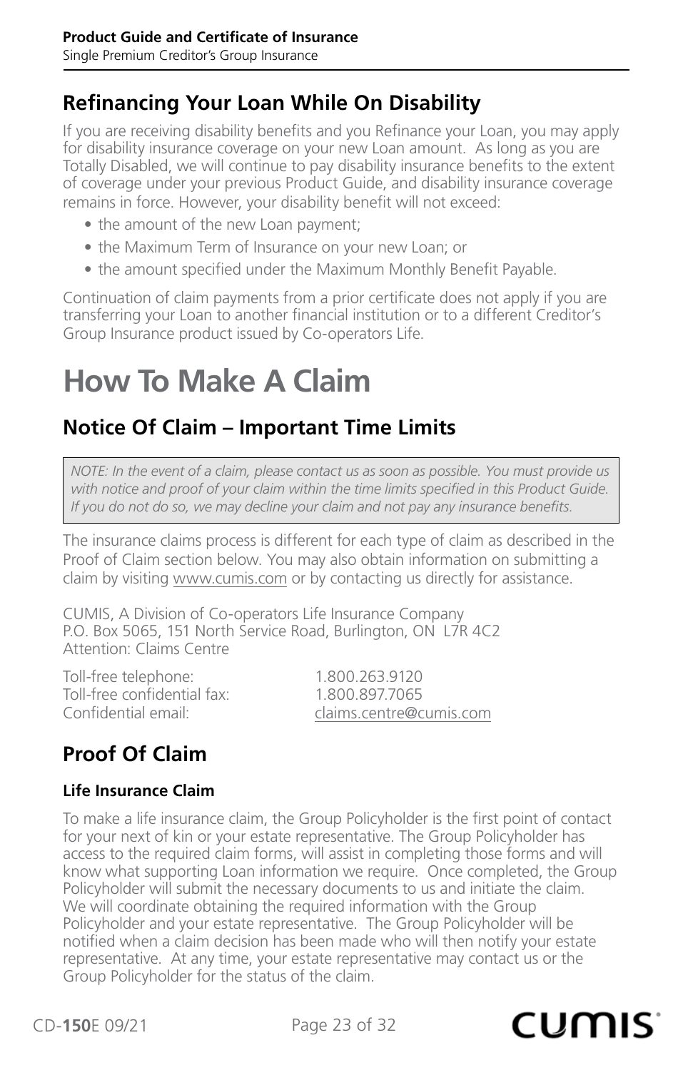## Refinancing Your Loan While On Disability

If you are receiving disability benefits and you Refinance your Loan, you may apply for disability insurance coverage on your new Loan amount. As long as you are Totally Disabled, we will continue to pay disability insurance benefits to the extent of coverage under your previous Product Guide, and disability insurance coverage remains in force. However, your disability benefit will not exceed:

- the amount of the new Loan payment;
- the Maximum Term of Insurance on your new Loan; or
- the amount specified under the Maximum Monthly Benefit Payable.

Continuation of claim payments from a prior certificate does not apply if you are transferring your Loan to another financial institution or to a different Creditor's Group Insurance product issued by Co-operators Life.

# How To Make A Claim

## Notice Of Claim – Important Time Limits

*NOTE: In the event of a claim, please contact us as soon as possible. You must provide us with notice and proof of your claim within the time limits specified in this Product Guide. If you do not do so, we may decline your claim and not pay any insurance benefits.*

The insurance claims process is different for each type of claim as described in the Proof of Claim section below. You may also obtain information on submitting a claim by visiting www.cumis.com or by contacting us directly for assistance.

CUMIS, A Division of Co-operators Life Insurance Company
P.O. Box 5065, 151 North Service Road, Burlington, ON L7R 4C2
Attention: Claims Centre

Toll-free telephone: 1.800.263.9120
Toll-free confidential fax: 1.800.897.7065
Confidential email: claims.centre@cumis.com

## Proof Of Claim

### Life Insurance Claim

To make a life insurance claim, the Group Policyholder is the first point of contact for your next of kin or your estate representative. The Group Policyholder has access to the required claim forms, will assist in completing those forms and will know what supporting Loan information we require. Once completed, the Group Policyholder will submit the necessary documents to us and initiate the claim. We will coordinate obtaining the required information with the Group Policyholder and your estate representative. The Group Policyholder will be notified when a claim decision has been made who will then notify your estate representative. At any time, your estate representative may contact us or the Group Policyholder for the status of the claim.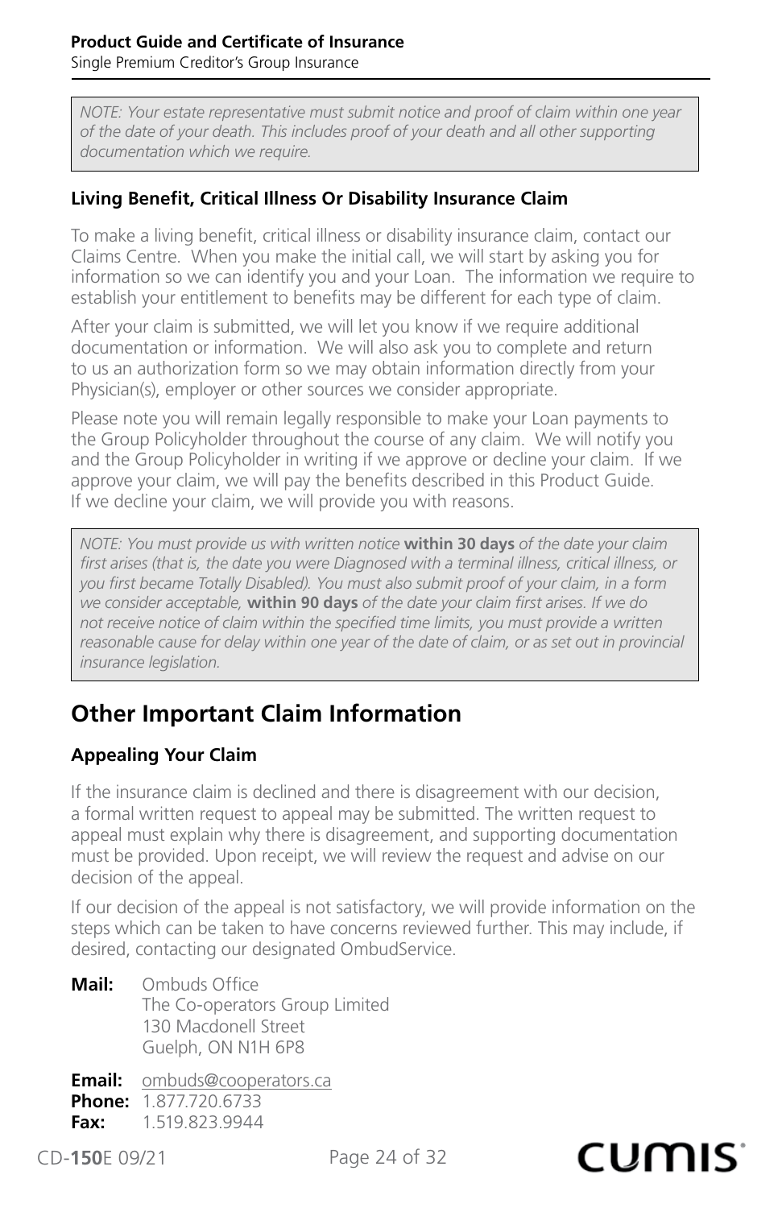*NOTE: Your estate representative must submit notice and proof of claim within one year of the date of your death. This includes proof of your death and all other supporting documentation which we require.*

### Living Benefit, Critical Illness Or Disability Insurance Claim

To make a living benefit, critical illness or disability insurance claim, contact our Claims Centre. When you make the initial call, we will start by asking you for information so we can identify you and your Loan. The information we require to establish your entitlement to benefits may be different for each type of claim.

After your claim is submitted, we will let you know if we require additional documentation or information. We will also ask you to complete and return to us an authorization form so we may obtain information directly from your Physician(s), employer or other sources we consider appropriate.

Please note you will remain legally responsible to make your Loan payments to the Group Policyholder throughout the course of any claim. We will notify you and the Group Policyholder in writing if we approve or decline your claim. If we approve your claim, we will pay the benefits described in this Product Guide. If we decline your claim, we will provide you with reasons.

*NOTE: You must provide us with written notice* **within 30 days** *of the date your claim first arises (that is, the date you were Diagnosed with a terminal illness, critical illness, or you first became Totally Disabled). You must also submit proof of your claim, in a form we consider acceptable,* **within 90 days** *of the date your claim first arises. If we do not receive notice of claim within the specified time limits, you must provide a written reasonable cause for delay within one year of the date of claim, or as set out in provincial insurance legislation.*

## Other Important Claim Information

### Appealing Your Claim

If the insurance claim is declined and there is disagreement with our decision, a formal written request to appeal may be submitted. The written request to appeal must explain why there is disagreement, and supporting documentation must be provided. Upon receipt, we will review the request and advise on our decision of the appeal.

If our decision of the appeal is not satisfactory, we will provide information on the steps which can be taken to have concerns reviewed further. This may include, if desired, contacting our designated OmbudService.

**Mail:** Ombuds Office
The Co-operators Group Limited
130 Macdonell Street
Guelph, ON N1H 6P8

**Email:** ombuds@cooperators.ca
**Phone:** 1.877.720.6733
**Fax:** 1.519.823.9944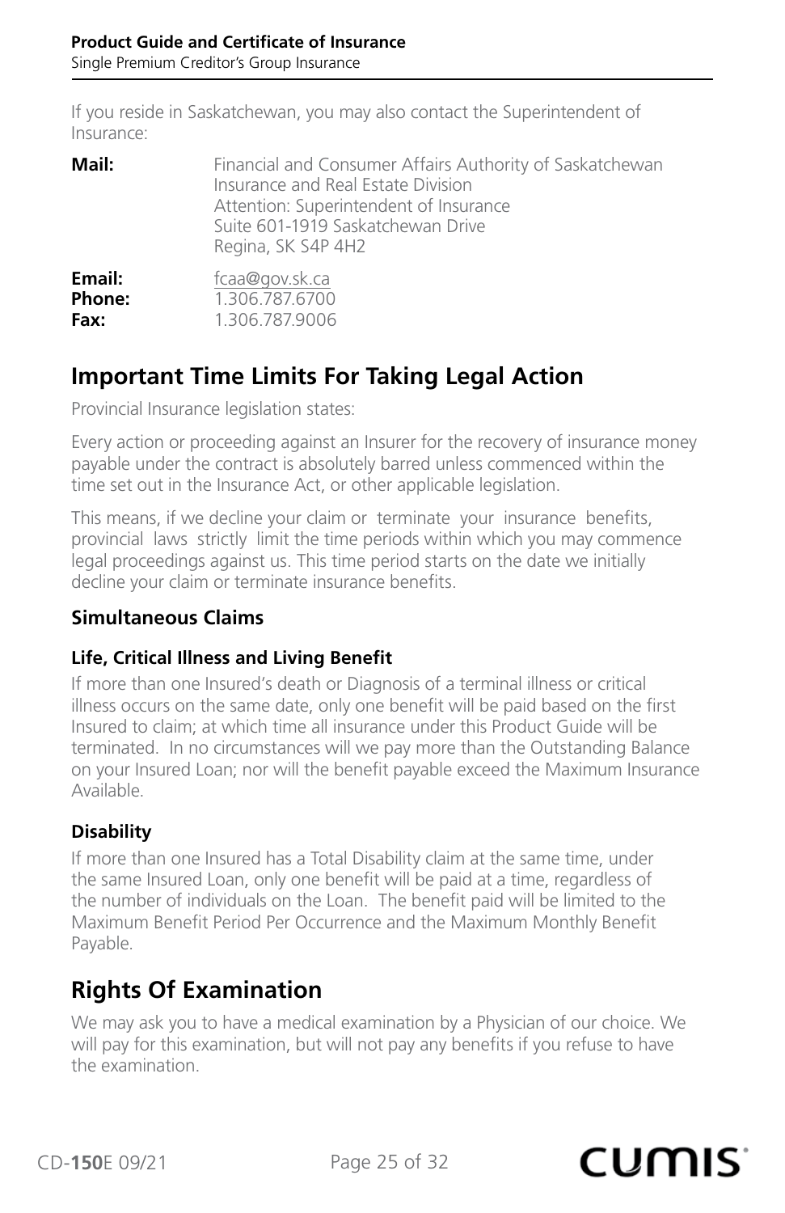If you reside in Saskatchewan, you may also contact the Superintendent of Insurance:

**Mail:** Financial and Consumer Affairs Authority of Saskatchewan
Insurance and Real Estate Division
Attention: Superintendent of Insurance
Suite 601-1919 Saskatchewan Drive
Regina, SK S4P 4H2

**Email:** fcaa@gov.sk.ca
**Phone:** 1.306.787.6700
**Fax:** 1.306.787.9006

## Important Time Limits For Taking Legal Action

Provincial Insurance legislation states:

Every action or proceeding against an Insurer for the recovery of insurance money payable under the contract is absolutely barred unless commenced within the time set out in the Insurance Act, or other applicable legislation.

This means, if we decline your claim or terminate your insurance benefits, provincial laws strictly limit the time periods within which you may commence legal proceedings against us. This time period starts on the date we initially decline your claim or terminate insurance benefits.

### Simultaneous Claims

#### Life, Critical Illness and Living Benefit

If more than one Insured's death or Diagnosis of a terminal illness or critical illness occurs on the same date, only one benefit will be paid based on the first Insured to claim; at which time all insurance under this Product Guide will be terminated. In no circumstances will we pay more than the Outstanding Balance on your Insured Loan; nor will the benefit payable exceed the Maximum Insurance Available.

#### Disability

If more than one Insured has a Total Disability claim at the same time, under the same Insured Loan, only one benefit will be paid at a time, regardless of the number of individuals on the Loan. The benefit paid will be limited to the Maximum Benefit Period Per Occurrence and the Maximum Monthly Benefit Payable.

## Rights Of Examination

We may ask you to have a medical examination by a Physician of our choice. We will pay for this examination, but will not pay any benefits if you refuse to have the examination.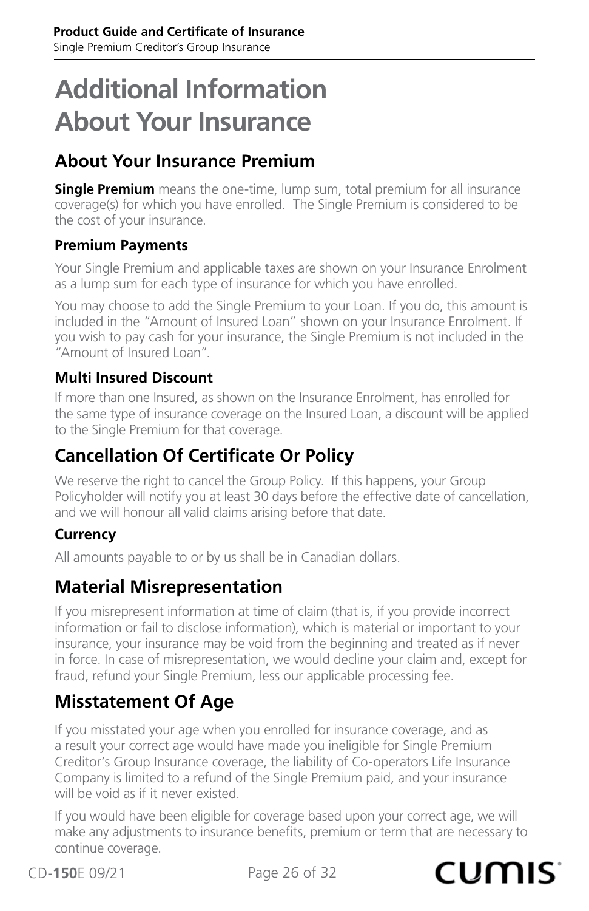# Additional Information About Your Insurance

## About Your Insurance Premium

**Single Premium** means the one-time, lump sum, total premium for all insurance coverage(s) for which you have enrolled. The Single Premium is considered to be the cost of your insurance.

### Premium Payments

Your Single Premium and applicable taxes are shown on your Insurance Enrolment as a lump sum for each type of insurance for which you have enrolled.

You may choose to add the Single Premium to your Loan. If you do, this amount is included in the "Amount of Insured Loan" shown on your Insurance Enrolment. If you wish to pay cash for your insurance, the Single Premium is not included in the "Amount of Insured Loan".

### Multi Insured Discount

If more than one Insured, as shown on the Insurance Enrolment, has enrolled for the same type of insurance coverage on the Insured Loan, a discount will be applied to the Single Premium for that coverage.

## Cancellation Of Certificate Or Policy

We reserve the right to cancel the Group Policy. If this happens, your Group Policyholder will notify you at least 30 days before the effective date of cancellation, and we will honour all valid claims arising before that date.

### Currency

All amounts payable to or by us shall be in Canadian dollars.

## Material Misrepresentation

If you misrepresent information at time of claim (that is, if you provide incorrect information or fail to disclose information), which is material or important to your insurance, your insurance may be void from the beginning and treated as if never in force. In case of misrepresentation, we would decline your claim and, except for fraud, refund your Single Premium, less our applicable processing fee.

## Misstatement Of Age

If you misstated your age when you enrolled for insurance coverage, and as a result your correct age would have made you ineligible for Single Premium Creditor's Group Insurance coverage, the liability of Co-operators Life Insurance Company is limited to a refund of the Single Premium paid, and your insurance will be void as if it never existed.

If you would have been eligible for coverage based upon your correct age, we will make any adjustments to insurance benefits, premium or term that are necessary to continue coverage.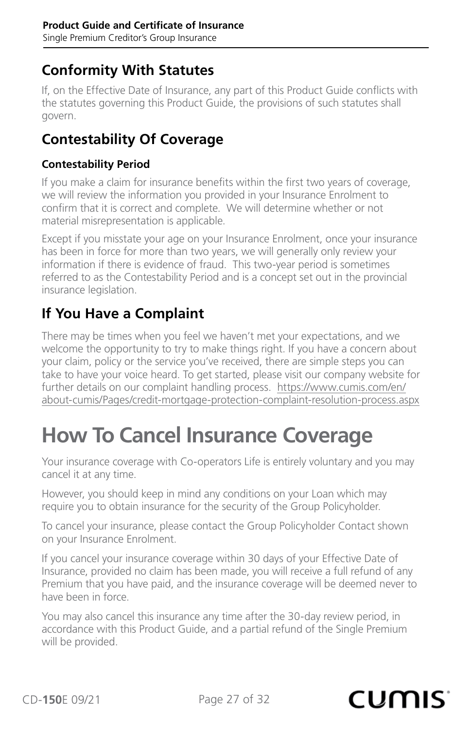## Conformity With Statutes

If, on the Effective Date of Insurance, any part of this Product Guide conflicts with the statutes governing this Product Guide, the provisions of such statutes shall govern.

## Contestability Of Coverage

### Contestability Period

If you make a claim for insurance benefits within the first two years of coverage, we will review the information you provided in your Insurance Enrolment to confirm that it is correct and complete. We will determine whether or not material misrepresentation is applicable.

Except if you misstate your age on your Insurance Enrolment, once your insurance has been in force for more than two years, we will generally only review your information if there is evidence of fraud. This two-year period is sometimes referred to as the Contestability Period and is a concept set out in the provincial insurance legislation.

## If You Have a Complaint

There may be times when you feel we haven't met your expectations, and we welcome the opportunity to try to make things right. If you have a concern about your claim, policy or the service you've received, there are simple steps you can take to have your voice heard. To get started, please visit our company website for further details on our complaint handling process. https://www.cumis.com/en/about-cumis/Pages/credit-mortgage-protection-complaint-resolution-process.aspx

# How To Cancel Insurance Coverage

Your insurance coverage with Co-operators Life is entirely voluntary and you may cancel it at any time.

However, you should keep in mind any conditions on your Loan which may require you to obtain insurance for the security of the Group Policyholder.

To cancel your insurance, please contact the Group Policyholder Contact shown on your Insurance Enrolment.

If you cancel your insurance coverage within 30 days of your Effective Date of Insurance, provided no claim has been made, you will receive a full refund of any Premium that you have paid, and the insurance coverage will be deemed never to have been in force.

You may also cancel this insurance any time after the 30-day review period, in accordance with this Product Guide, and a partial refund of the Single Premium will be provided.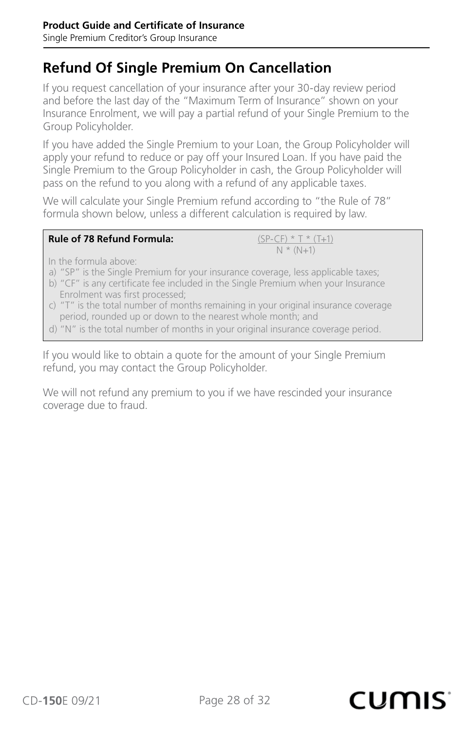## Refund Of Single Premium On Cancellation

If you request cancellation of your insurance after your 30-day review period and before the last day of the "Maximum Term of Insurance" shown on your Insurance Enrolment, we will pay a partial refund of your Single Premium to the Group Policyholder.

If you have added the Single Premium to your Loan, the Group Policyholder will apply your refund to reduce or pay off your Insured Loan. If you have paid the Single Premium to the Group Policyholder in cash, the Group Policyholder will pass on the refund to you along with a refund of any applicable taxes.

We will calculate your Single Premium refund according to "the Rule of 78" formula shown below, unless a different calculation is required by law.

**Rule of 78 Refund Formula:**

$$\frac{(SP-CF) * T * (T+1)}{N * (N+1)}$$

In the formula above:

a) "SP" is the Single Premium for your insurance coverage, less applicable taxes;
b) "CF" is any certificate fee included in the Single Premium when your Insurance Enrolment was first processed;
c) "T" is the total number of months remaining in your original insurance coverage period, rounded up or down to the nearest whole month; and
d) "N" is the total number of months in your original insurance coverage period.

If you would like to obtain a quote for the amount of your Single Premium refund, you may contact the Group Policyholder.

We will not refund any premium to you if we have rescinded your insurance coverage due to fraud.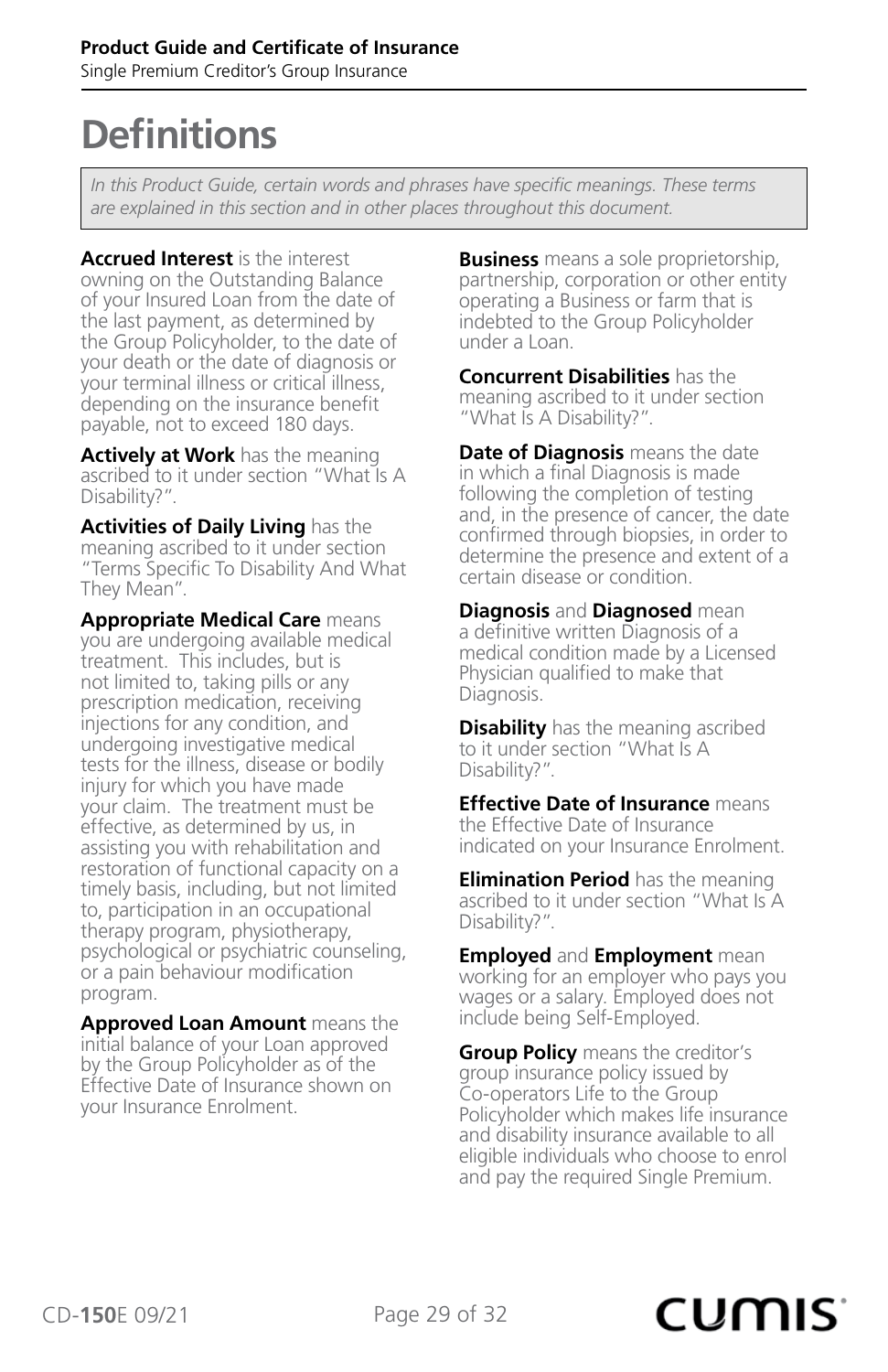# Definitions

*In this Product Guide, certain words and phrases have specific meanings. These terms are explained in this section and in other places throughout this document.*

**Accrued Interest** is the interest owning on the Outstanding Balance of your Insured Loan from the date of the last payment, as determined by the Group Policyholder, to the date of your death or the date of diagnosis or your terminal illness or critical illness, depending on the insurance benefit payable, not to exceed 180 days.

**Actively at Work** has the meaning ascribed to it under section "What Is A Disability?".

**Activities of Daily Living** has the meaning ascribed to it under section "Terms Specific To Disability And What They Mean".

**Appropriate Medical Care** means you are undergoing available medical treatment. This includes, but is not limited to, taking pills or any prescription medication, receiving injections for any condition, and undergoing investigative medical tests for the illness, disease or bodily injury for which you have made your claim. The treatment must be effective, as determined by us, in assisting you with rehabilitation and restoration of functional capacity on a timely basis, including, but not limited to, participation in an occupational therapy program, physiotherapy, psychological or psychiatric counseling, or a pain behaviour modification program.

**Approved Loan Amount** means the initial balance of your Loan approved by the Group Policyholder as of the Effective Date of Insurance shown on your Insurance Enrolment.

**Business** means a sole proprietorship, partnership, corporation or other entity operating a Business or farm that is indebted to the Group Policyholder under a Loan.

**Concurrent Disabilities** has the meaning ascribed to it under section "What Is A Disability?".

**Date of Diagnosis** means the date in which a final Diagnosis is made following the completion of testing and, in the presence of cancer, the date confirmed through biopsies, in order to determine the presence and extent of a certain disease or condition.

**Diagnosis** and **Diagnosed** mean a definitive written Diagnosis of a medical condition made by a Licensed Physician qualified to make that Diagnosis.

**Disability** has the meaning ascribed to it under section "What Is A Disability?".

**Effective Date of Insurance** means the Effective Date of Insurance indicated on your Insurance Enrolment.

**Elimination Period** has the meaning ascribed to it under section "What Is A Disability?".

**Employed** and **Employment** mean working for an employer who pays you wages or a salary. Employed does not include being Self-Employed.

**Group Policy** means the creditor's group insurance policy issued by Co-operators Life to the Group Policyholder which makes life insurance and disability insurance available to all eligible individuals who choose to enrol and pay the required Single Premium.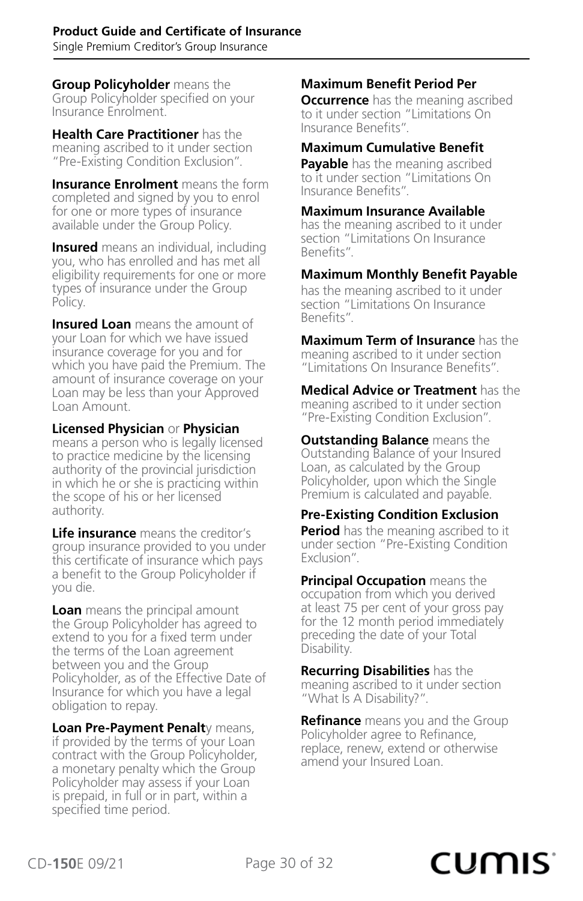**Group Policyholder** means the Group Policyholder specified on your Insurance Enrolment.

**Health Care Practitioner** has the meaning ascribed to it under section "Pre-Existing Condition Exclusion".

**Insurance Enrolment** means the form completed and signed by you to enrol for one or more types of insurance available under the Group Policy.

**Insured** means an individual, including you, who has enrolled and has met all eligibility requirements for one or more types of insurance under the Group Policy.

**Insured Loan** means the amount of your Loan for which we have issued insurance coverage for you and for which you have paid the Premium. The amount of insurance coverage on your Loan may be less than your Approved Loan Amount.

**Licensed Physician** or **Physician** means a person who is legally licensed to practice medicine by the licensing authority of the provincial jurisdiction in which he or she is practicing within the scope of his or her licensed authority.

**Life insurance** means the creditor's group insurance provided to you under this certificate of insurance which pays a benefit to the Group Policyholder if you die.

**Loan** means the principal amount the Group Policyholder has agreed to extend to you for a fixed term under the terms of the Loan agreement between you and the Group Policyholder, as of the Effective Date of Insurance for which you have a legal obligation to repay.

**Loan Pre-Payment Penalt**y means, if provided by the terms of your Loan contract with the Group Policyholder, a monetary penalty which the Group Policyholder may assess if your Loan is prepaid, in full or in part, within a specified time period.

**Maximum Benefit Period Per Occurrence** has the meaning ascribed to it under section "Limitations On Insurance Benefits".

**Maximum Cumulative Benefit Payable** has the meaning ascribed to it under section "Limitations On Insurance Benefits".

**Maximum Insurance Available** has the meaning ascribed to it under section "Limitations On Insurance Benefits".

**Maximum Monthly Benefit Payable** has the meaning ascribed to it under section "Limitations On Insurance Benefits".

**Maximum Term of Insurance** has the meaning ascribed to it under section "Limitations On Insurance Benefits".

**Medical Advice or Treatment** has the meaning ascribed to it under section "Pre-Existing Condition Exclusion".

**Outstanding Balance** means the Outstanding Balance of your Insured Loan, as calculated by the Group Policyholder, upon which the Single Premium is calculated and payable.

**Pre-Existing Condition Exclusion Period** has the meaning ascribed to it under section "Pre-Existing Condition Exclusion".

**Principal Occupation** means the occupation from which you derived at least 75 per cent of your gross pay for the 12 month period immediately preceding the date of your Total Disability.

**Recurring Disabilities** has the meaning ascribed to it under section "What Is A Disability?".

**Refinance** means you and the Group Policyholder agree to Refinance, replace, renew, extend or otherwise amend your Insured Loan.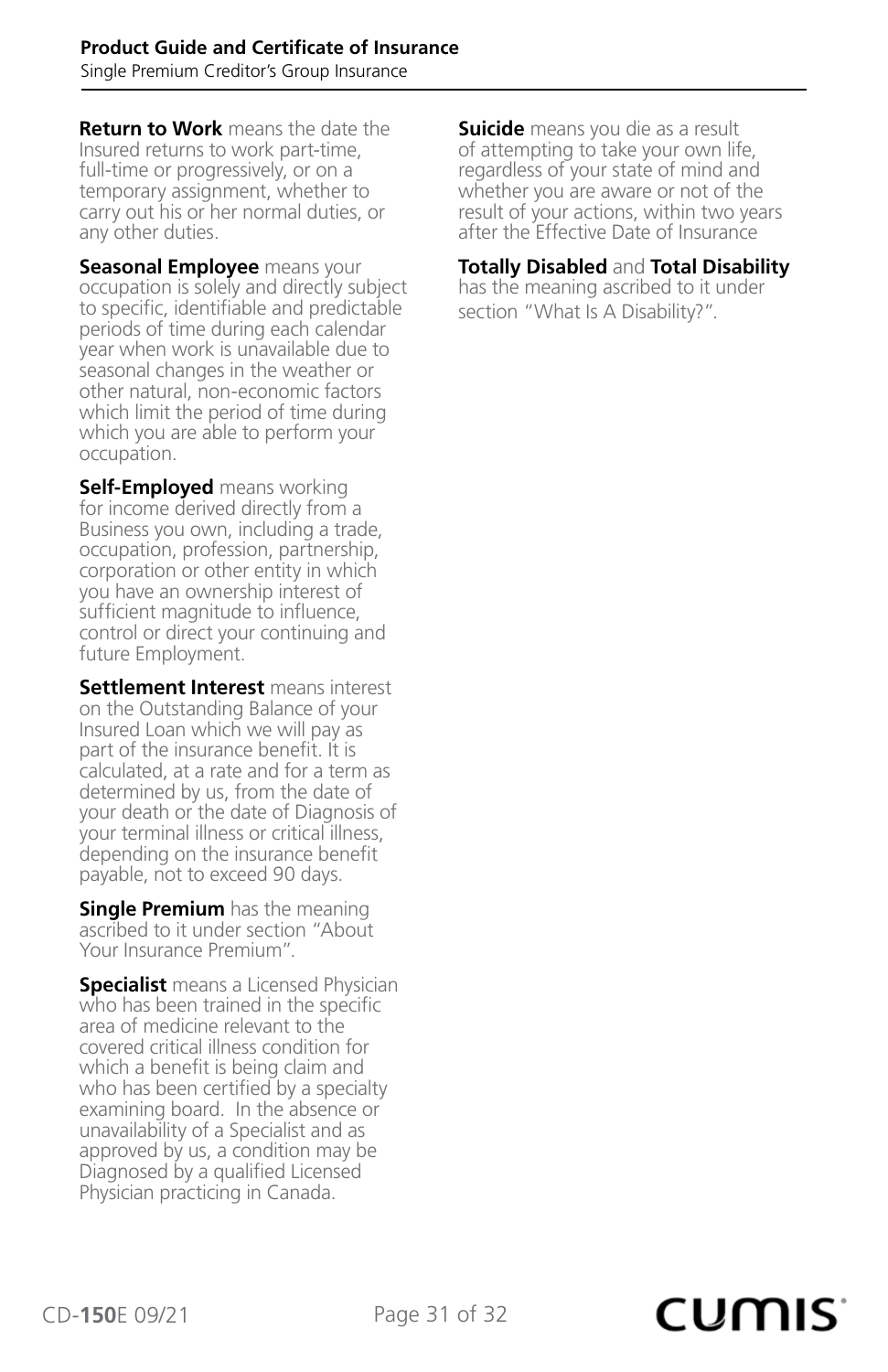**Return to Work** means the date the Insured returns to work part-time, full-time or progressively, or on a temporary assignment, whether to carry out his or her normal duties, or any other duties.

**Seasonal Employee** means your occupation is solely and directly subject to specific, identifiable and predictable periods of time during each calendar year when work is unavailable due to seasonal changes in the weather or other natural, non-economic factors which limit the period of time during which you are able to perform your occupation.

**Self-Employed** means working for income derived directly from a Business you own, including a trade, occupation, profession, partnership, corporation or other entity in which you have an ownership interest of sufficient magnitude to influence, control or direct your continuing and future Employment.

**Settlement Interest** means interest on the Outstanding Balance of your Insured Loan which we will pay as part of the insurance benefit. It is calculated, at a rate and for a term as determined by us, from the date of your death or the date of Diagnosis of your terminal illness or critical illness, depending on the insurance benefit payable, not to exceed 90 days.

**Single Premium** has the meaning ascribed to it under section "About Your Insurance Premium".

**Specialist** means a Licensed Physician who has been trained in the specific area of medicine relevant to the covered critical illness condition for which a benefit is being claim and who has been certified by a specialty examining board. In the absence or unavailability of a Specialist and as approved by us, a condition may be Diagnosed by a qualified Licensed Physician practicing in Canada.

**Suicide** means you die as a result of attempting to take your own life, regardless of your state of mind and whether you are aware or not of the result of your actions, within two years after the Effective Date of Insurance

**Totally Disabled** and **Total Disability** has the meaning ascribed to it under section "What Is A Disability?".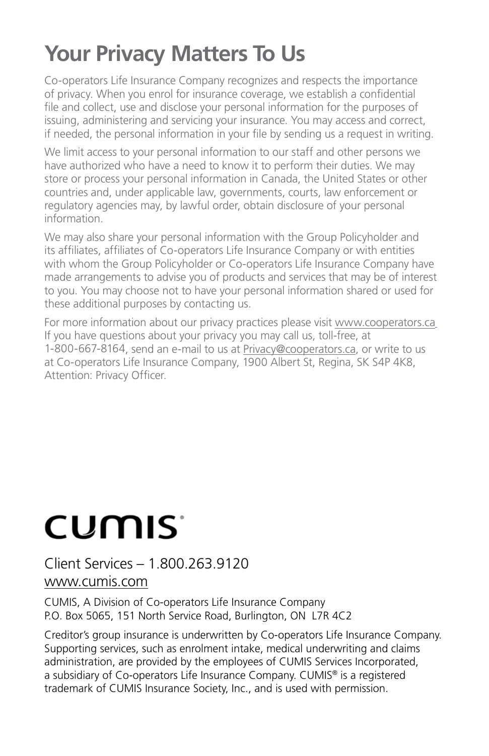# Your Privacy Matters To Us

Co-operators Life Insurance Company recognizes and respects the importance of privacy. When you enrol for insurance coverage, we establish a confidential file and collect, use and disclose your personal information for the purposes of issuing, administering and servicing your insurance. You may access and correct, if needed, the personal information in your file by sending us a request in writing.

We limit access to your personal information to our staff and other persons we have authorized who have a need to know it to perform their duties. We may store or process your personal information in Canada, the United States or other countries and, under applicable law, governments, courts, law enforcement or regulatory agencies may, by lawful order, obtain disclosure of your personal information.

We may also share your personal information with the Group Policyholder and its affiliates, affiliates of Co-operators Life Insurance Company or with entities with whom the Group Policyholder or Co-operators Life Insurance Company have made arrangements to advise you of products and services that may be of interest to you. You may choose not to have your personal information shared or used for these additional purposes by contacting us.

For more information about our privacy practices please visit www.cooperators.ca. If you have questions about your privacy you may call us, toll-free, at 1-800-667-8164, send an e-mail to us at Privacy@cooperators.ca, or write to us at Co-operators Life Insurance Company, 1900 Albert St, Regina, SK S4P 4K8, Attention: Privacy Officer.

CUMIS®

Client Services – 1.800.263.9120
www.cumis.com

CUMIS, A Division of Co-operators Life Insurance Company
P.O. Box 5065, 151 North Service Road, Burlington, ON L7R 4C2

Creditor's group insurance is underwritten by Co-operators Life Insurance Company. Supporting services, such as enrolment intake, medical underwriting and claims administration, are provided by the employees of CUMIS Services Incorporated, a subsidiary of Co-operators Life Insurance Company. CUMIS® is a registered trademark of CUMIS Insurance Society, Inc., and is used with permission.